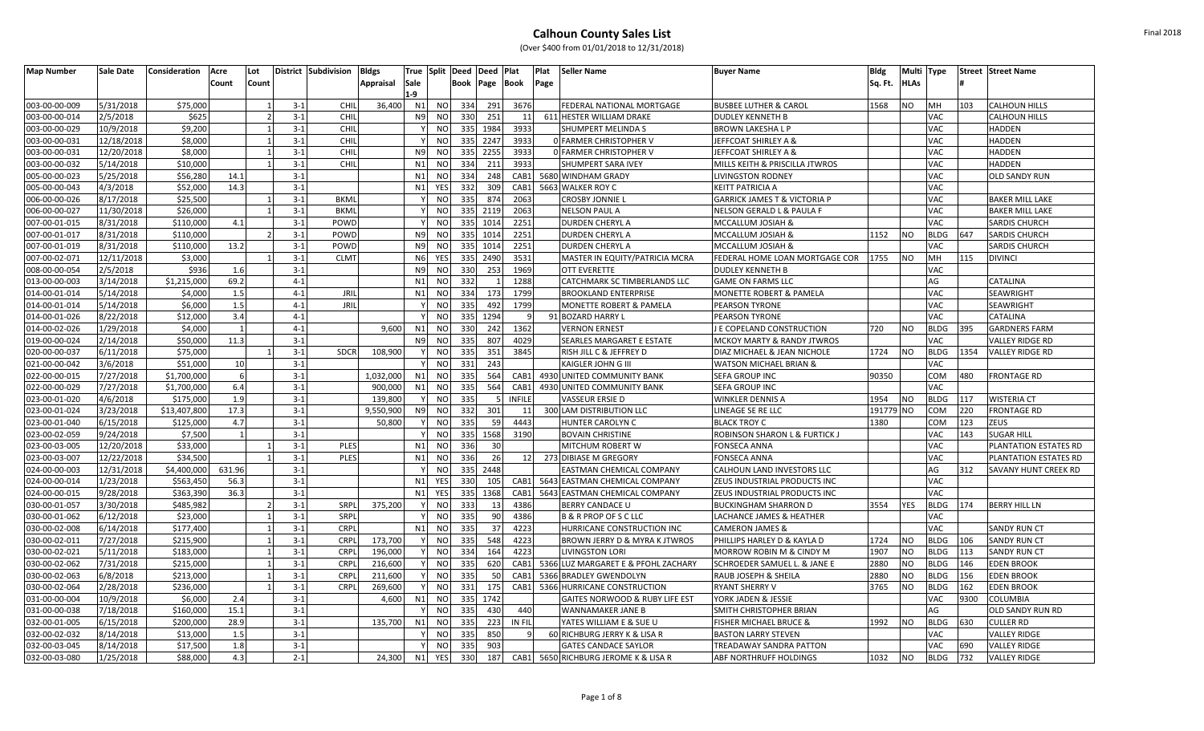# Calhoun County Sales List

(Over $400 from 01/01/2018 to 12/31/2018)

| Map Number | Sale Date | Consideration | Acre Count | Lot Count | District | Subdivision | Bldgs Appraisal | True Sale 1-9 | Split | Deed Book | Deed Page | Plat Book | Plat Page | Seller Name | Buyer Name | Bldg Sq. Ft. | Multi HLAs | Type | Street # | Street Name |
|---|---|---|---|---|---|---|---|---|---|---|---|---|---|---|---|---|---|---|---|---|
| 003-00-00-009 | 5/31/2018 | $75,000 | | 1 | 3-1 | CHIL | 36,400 | N1 | NO | 334 | 291 | 3676 | | FEDERAL NATIONAL MORTGAGE | BUSBEE LUTHER & CAROL | 1568 | NO | MH | 103 | CALHOUN HILLS |
| 003-00-00-014 | 2/5/2018 | $625 | | 2 | 3-1 | CHIL | | N9 | NO | 330 | 251 | 11 | 611 | HESTER WILLIAM DRAKE | DUDLEY KENNETH B | | | VAC | | CALHOUN HILLS |
| 003-00-00-029 | 10/9/2018 | $9,200 | | 1 | 3-1 | CHIL | | Y | NO | 335 | 1984 | 3933 | | SHUMPERT MELINDA S | BROWN LAKESHA L P | | | VAC | | HADDEN |
| 003-00-00-031 | 12/18/2018 | $8,000 | | 1 | 3-1 | CHIL | | Y | NO | 335 | 2247 | 3933 | 0 | FARMER CHRISTOPHER V | JEFFCOAT SHIRLEY A & | | | VAC | | HADDEN |
| 003-00-00-031 | 12/20/2018 | $8,000 | | 1 | 3-1 | CHIL | | N9 | NO | 335 | 2255 | 3933 | 0 | FARMER CHRISTOPHER V | JEFFCOAT SHIRLEY A & | | | VAC | | HADDEN |
| 003-00-00-032 | 5/14/2018 | $10,000 | | 1 | 3-1 | CHIL | | N1 | NO | 334 | 211 | 3933 | | SHUMPERT SARA IVEY | MILLS KEITH & PRISCILLA JTWROS | | | VAC | | HADDEN |
| 005-00-00-023 | 5/25/2018 | $56,280 | 14.1 | | 3-1 | | | N1 | NO | 334 | 248 | CAB1 | 5680 | WINDHAM GRADY | LIVINGSTON RODNEY | | | VAC | | OLD SANDY RUN |
| 005-00-00-043 | 4/3/2018 | $52,000 | 14.3 | | 3-1 | | | N1 | YES | 332 | 309 | CAB1 | 5663 | WALKER ROY C | KEITT PATRICIA A | | | VAC | | |
| 006-00-00-026 | 8/17/2018 | $25,500 | | 1 | 3-1 | BKML | | Y | NO | 335 | 874 | 2063 | | CROSBY JONNIE L | GARRICK JAMES T & VICTORIA P | | | VAC | | BAKER MILL LAKE |
| 006-00-00-027 | 11/30/2018 | $26,000 | | 1 | 3-1 | BKML | | Y | NO | 335 | 2119 | 2063 | | NELSON PAUL A | NELSON GERALD L & PAULA F | | | VAC | | BAKER MILL LAKE |
| 007-00-01-015 | 8/31/2018 | $110,000 | 4.1 | | 3-1 | POWD | | Y | NO | 335 | 1014 | 2251 | | DURDEN CHERYL A | MCCALLUM JOSIAH & | | | VAC | | SARDIS CHURCH |
| 007-00-01-017 | 8/31/2018 | $110,000 | | 2 | 3-1 | POWD | | N9 | NO | 335 | 1014 | 2251 | | DURDEN CHERYL A | MCCALLUM JOSIAH & | 1152 | NO | BLDG | 647 | SARDIS CHURCH |
| 007-00-01-019 | 8/31/2018 | $110,000 | 13.2 | | 3-1 | POWD | | N9 | NO | 335 | 1014 | 2251 | | DURDEN CHERYL A | MCCALLUM JOSIAH & | | | VAC | | SARDIS CHURCH |
| 007-00-02-071 | 12/11/2018 | $3,000 | | 1 | 3-1 | CLMT | | N6 | YES | 335 | 2490 | 3531 | | MASTER IN EQUITY/PATRICIA MCRA | FEDERAL HOME LOAN MORTGAGE COR | 1755 | NO | MH | 115 | DIVINCI |
| 008-00-00-054 | 2/5/2018 | $936 | 1.6 | | 3-1 | | | N9 | NO | 330 | 253 | 1969 | | OTT EVERETTE | DUDLEY KENNETH B | | | VAC | | |
| 013-00-00-003 | 3/14/2018 | $1,215,000 | 69.2 | | 4-1 | | | N1 | NO | 332 | 1 | 1288 | | CATCHMARK SC TIMBERLANDS LLC | GAME ON FARMS LLC | | | AG | | CATALINA |
| 014-00-01-014 | 5/14/2018 | $4,000 | 1.5 | | 4-1 | JRIL | | N1 | NO | 334 | 173 | 1799 | | BROOKLAND ENTERPRISE | MONETTE ROBERT & PAMELA | | | VAC | | SEAWRIGHT |
| 014-00-01-014 | 5/14/2018 | $6,000 | 1.5 | | 4-1 | JRIL | | Y | NO | 335 | 492 | 1799 | | MONETTE ROBERT & PAMELA | PEARSON TYRONE | | | VAC | | SEAWRIGHT |
| 014-00-01-026 | 8/22/2018 | $12,000 | 3.4 | | 4-1 | | | Y | NO | 335 | 1294 | 9 | 91 | BOZARD HARRY L | PEARSON TYRONE | | | VAC | | CATALINA |
| 014-00-02-026 | 1/29/2018 | $4,000 | 1 | | 4-1 | | 9,600 | N1 | NO | 330 | 242 | 1362 | | VERNON ERNEST | J E COPELAND CONSTRUCTION | 720 | NO | BLDG | 395 | GARDNERS FARM |
| 019-00-00-024 | 2/14/2018 | $50,000 | 11.3 | | 3-1 | | | N9 | NO | 335 | 807 | 4029 | | SEARLES MARGARET E ESTATE | MCKOY MARTY & RANDY JTWROS | | | VAC | | VALLEY RIDGE RD |
| 020-00-00-037 | 6/11/2018 | $75,000 | | 1 | 3-1 | SDCR | 108,900 | Y | NO | 335 | 351 | 3845 | | RISH JILL C & JEFFREY D | DIAZ MICHAEL & JEAN NICHOLE | 1724 | NO | BLDG | 1354 | VALLEY RIDGE RD |
| 021-00-00-040 | 3/6/2018 | $51,000 | 10 | | 3-1 | | | Y | NO | 331 | 243 | | | KAIGLER JOHN G III | WATSON MICHAEL BRIAN & | | | VAC | | |
| 022-00-00-015 | 7/27/2018 | $1,700,000 | 6 | | 3-1 | | 1,032,000 | N1 | NO | 335 | 564 | CAB1 | 4930 | UNITED COMMUNITY BANK | SEFA GROUP INC | 90350 | | COM | 480 | FRONTAGE RD |
| 022-00-00-029 | 7/27/2018 | $1,700,000 | 6.4 | | 3-1 | | 900,000 | N1 | NO | 335 | 564 | CAB1 | 4930 | UNITED COMMUNITY BANK | SEFA GROUP INC | | | VAC | | |
| 023-00-01-020 | 4/6/2018 | $175,000 | 1.9 | | 3-1 | | 139,800 | Y | NO | 335 | 5 | INFILE | | VASSEUR ERSIE D | WINKLER DENNIS A | 1954 | NO | BLDG | 117 | WISTERIA CT |
| 023-00-01-024 | 3/23/2018 | $13,407,800 | 17.3 | | 3-1 | | 9,550,900 | N9 | NO | 332 | 301 | 11 | 300 | LAM DISTRIBUTION LLC | LINEAGE SE RE LLC | 191779 | NO | COM | 220 | FRONTAGE RD |
| 023-00-01-040 | 6/15/2018 | $125,000 | 4.7 | | 3-1 | | 50,800 | Y | NO | 335 | 59 | 4443 | | HUNTER CAROLYN C | BLACK TROY C | 1380 | | COM | 123 | ZEUS |
| 023-00-02-059 | 9/24/2018 | $7,500 | 1 | | 3-1 | | | Y | NO | 335 | 1568 | 3190 | | BOVAIN CHRISTINE | ROBINSON SHARON L & FURTICK J | | | VAC | 143 | SUGAR HILL |
| 023-00-03-005 | 12/20/2018 | $33,000 | | 1 | 3-1 | PLES | | N1 | NO | 336 | 30 | | | MITCHUM ROBERT W | FONSECA ANNA | | | VAC | | PLANTATION ESTATES RD |
| 023-00-03-007 | 12/22/2018 | $34,500 | | 1 | 3-1 | PLES | | N1 | NO | 336 | 26 | 12 | 273 | DIBIASE M GREGORY | FONSECA ANNA | | | VAC | | PLANTATION ESTATES RD |
| 024-00-00-003 | 12/31/2018 | $4,400,000 | 631.96 | | 3-1 | | | Y | NO | 335 | 2448 | | | EASTMAN CHEMICAL COMPANY | CALHOUN LAND INVESTORS LLC | | | AG | 312 | SAVANY HUNT CREEK RD |
| 024-00-00-014 | 1/23/2018 | $563,450 | 56.3 | | 3-1 | | | N1 | YES | 330 | 105 | CAB1 | 5643 | EASTMAN CHEMICAL COMPANY | ZEUS INDUSTRIAL PRODUCTS INC | | | VAC | | |
| 024-00-00-015 | 9/28/2018 | $363,390 | 36.3 | | 3-1 | | | N1 | YES | 335 | 1368 | CAB1 | 5643 | EASTMAN CHEMICAL COMPANY | ZEUS INDUSTRIAL PRODUCTS INC | | | VAC | | |
| 030-00-01-057 | 3/30/2018 | $485,982 | | 2 | 3-1 | SRPL | 375,200 | Y | NO | 333 | 13 | 4386 | | BERRY CANDACE U | BUCKINGHAM SHARRON D | 3554 | YES | BLDG | 174 | BERRY HILL LN |
| 030-00-01-062 | 6/12/2018 | $23,000 | | 1 | 3-1 | SRPL | | Y | NO | 335 | 90 | 4386 | | B & R PROP OF S C LLC | LACHANCE JAMES & HEATHER | | | VAC | | |
| 030-00-02-008 | 6/14/2018 | $177,400 | | 1 | 3-1 | CRPL | | N1 | NO | 335 | 37 | 4223 | | HURRICANE CONSTRUCTION INC | CAMERON JAMES & | | | VAC | | SANDY RUN CT |
| 030-00-02-011 | 7/27/2018 | $215,900 | | 1 | 3-1 | CRPL | 173,700 | Y | NO | 335 | 548 | 4223 | | BROWN JERRY D & MYRA K JTWROS | PHILLIPS HARLEY D & KAYLA D | 1724 | NO | BLDG | 106 | SANDY RUN CT |
| 030-00-02-021 | 5/11/2018 | $183,000 | | 1 | 3-1 | CRPL | 196,000 | Y | NO | 334 | 164 | 4223 | | LIVINGSTON LORI | MORROW ROBIN M & CINDY M | 1907 | NO | BLDG | 113 | SANDY RUN CT |
| 030-00-02-062 | 7/31/2018 | $215,000 | | 1 | 3-1 | CRPL | 216,600 | Y | NO | 335 | 620 | CAB1 | 5366 | LUZ MARGARET E & PFOHL ZACHARY | SCHROEDER SAMUEL L. & JANE E | 2880 | NO | BLDG | 146 | EDEN BROOK |
| 030-00-02-063 | 6/8/2018 | $213,000 | | 1 | 3-1 | CRPL | 211,600 | Y | NO | 335 | 50 | CAB1 | 5366 | BRADLEY GWENDOLYN | RAUB JOSEPH & SHEILA | 2880 | NO | BLDG | 156 | EDEN BROOK |
| 030-00-02-064 | 2/28/2018 | $236,000 | | 1 | 3-1 | CRPL | 269,600 | Y | NO | 331 | 175 | CAB1 | 5366 | HURRICANE CONSTRUCTION | RYANT SHERRY V | 3765 | NO | BLDG | 162 | EDEN BROOK |
| 031-00-00-004 | 10/9/2018 | $6,000 | 2.4 | | 3-1 | | 4,600 | N1 | NO | 335 | 1742 | | | GAITES NORWOOD & RUBY LIFE EST | YORK JADEN & JESSIE | | | VAC | 9300 | COLUMBIA |
| 031-00-00-038 | 7/18/2018 | $160,000 | 15.1 | | 3-1 | | | Y | NO | 335 | 430 | 440 | | WANNAMAKER JANE B | SMITH CHRISTOPHER BRIAN | | | AG | | OLD SANDY RUN RD |
| 032-00-01-005 | 6/15/2018 | $200,000 | 28.9 | | 3-1 | | 135,700 | N1 | NO | 335 | 223 | IN FIL | | YATES WILLIAM E & SUE U | FISHER MICHAEL BRUCE & | 1992 | NO | BLDG | 630 | CULLER RD |
| 032-00-02-032 | 8/14/2018 | $13,000 | 1.5 | | 3-1 | | | Y | NO | 335 | 850 | 9 | 60 | RICHBURG JERRY K & LISA R | BASTON LARRY STEVEN | | | VAC | | VALLEY RIDGE |
| 032-00-03-045 | 8/14/2018 | $17,500 | 1.8 | | 3-1 | | | Y | NO | 335 | 903 | | | GATES CANDACE SAYLOR | TREADAWAY SANDRA PATTON | | | VAC | 690 | VALLEY RIDGE |
| 032-00-03-080 | 1/25/2018 | $88,000 | 4.3 | | 2-1 | | 24,300 | N1 | YES | 330 | 187 | CAB1 | 5650 | RICHBURG JEROME K & LISA R | ABF NORTHRUFF HOLDINGS | 1032 | NO | BLDG | 732 | VALLEY RIDGE |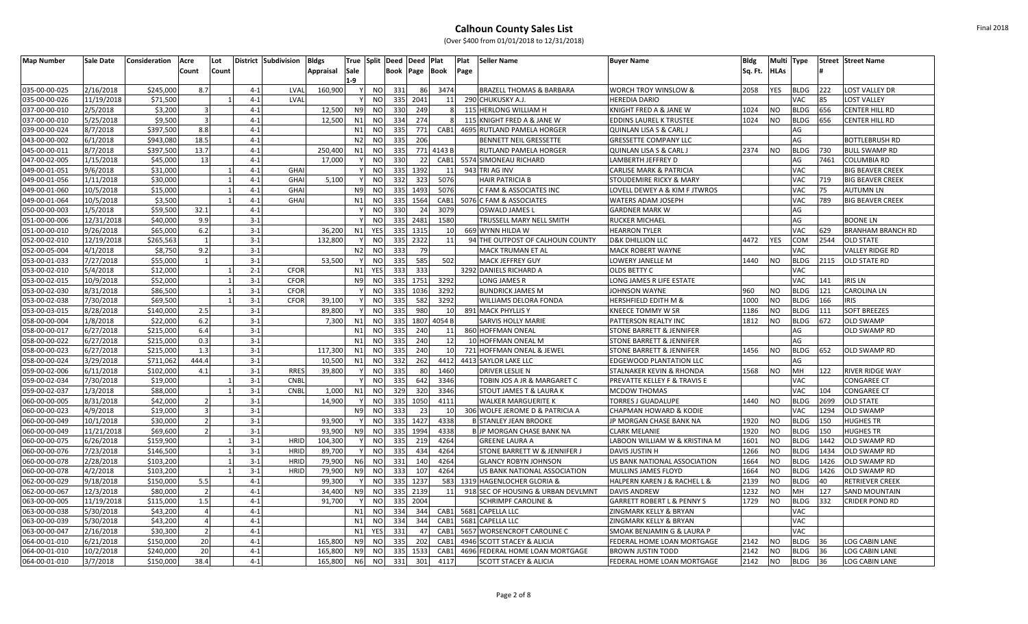# Calhoun County Sales List

(Over $400 from 01/01/2018 to 12/31/2018)

| Map Number | Sale Date | Consideration | Acre Count | Lot Count | District | Subdivision | Bldgs Appraisal | True Sale 1-9 | Split | Deed Book | Deed Page | Plat Book | Plat Page | Seller Name | Buyer Name | Bldg Sq. Ft. | Multi HLAs | Type | Street # | Street Name |
|---|---|---|---|---|---|---|---|---|---|---|---|---|---|---|---|---|---|---|---|---|
| 035-00-00-025 | 2/16/2018 | $245,000 | 8.7 | | 4-1 | LVAL | 160,900 | Y | NO | 331 | 86 | 3474 | | BRAZELL THOMAS & BARBARA | WORCH TROY WINSLOW & | 2058 | YES | BLDG | 222 | LOST VALLEY DR |
| 035-00-00-026 | 11/19/2018 | $71,500 | | 1 | 4-1 | LVAL | | Y | NO | 335 | 2041 | 11 | 290 | CHUKUSKY A.J. | HEREDIA DARIO | | | VAC | 85 | LOST VALLEY |
| 037-00-00-010 | 2/5/2018 | $3,200 | 3 | | 4-1 | | 12,500 | N9 | NO | 330 | 249 | 8 | 115 | HERLONG WILLIAM H | KNIGHT FRED A & JANE W | 1024 | NO | BLDG | 656 | CENTER HILL RD |
| 037-00-00-010 | 5/25/2018 | $9,500 | 3 | | 4-1 | | 12,500 | N1 | NO | 334 | 274 | 8 | 115 | KNIGHT FRED A & JANE W | EDDINS LAUREL K TRUSTEE | 1024 | NO | BLDG | 656 | CENTER HILL RD |
| 039-00-00-024 | 8/7/2018 | $397,500 | 8.8 | | 4-1 | | | N1 | NO | 335 | 771 | CAB1 | 4695 | RUTLAND PAMELA HORGER | QUINLAN LISA S & CARL J | | | AG | | |
| 043-00-00-002 | 6/1/2018 | $943,080 | 18.5 | | 4-1 | | | N2 | NO | 335 | 206 | | | BENNETT NEIL GRESSETTE | GRESSETTE COMPANY LLC | | | AG | | BOTTLEBRUSH RD |
| 045-00-00-011 | 8/7/2018 | $397,500 | 13.7 | | 4-1 | | 250,400 | N1 | NO | 335 | 771 | 4143 B | | RUTLAND PAMELA HORGER | QUINLAN LISA S & CARL J | 2374 | NO | BLDG | 730 | BULL SWAMP RD |
| 047-00-02-005 | 1/15/2018 | $45,000 | 13 | | 4-1 | | 17,000 | Y | NO | 330 | 22 | CAB1 | 5574 | SIMONEAU RICHARD | LAMBERTH JEFFREY D | | | AG | 7461 | COLUMBIA RD |
| 049-00-01-051 | 9/6/2018 | $31,000 | | 1 | 4-1 | GHAI | | Y | NO | 335 | 1392 | 11 | 943 | TRI AG INV | CARLISE MARK & PATRICIA | | | VAC | | BIG BEAVER CREEK |
| 049-00-01-056 | 1/11/2018 | $30,000 | | 1 | 4-1 | GHAI | 5,100 | Y | NO | 332 | 323 | 5076 | | HAIR PATRICIA B | STOUDEMIRE RICKY & MARY | | | VAC | 719 | BIG BEAVER CREEK |
| 049-00-01-060 | 10/5/2018 | $15,000 | | 1 | 4-1 | GHAI | | N9 | NO | 335 | 1493 | 5076 | | C FAM & ASSOCIATES INC | LOVELL DEWEY A & KIM F JTWROS | | | VAC | 75 | AUTUMN LN |
| 049-00-01-064 | 10/5/2018 | $3,500 | | 1 | 4-1 | GHAI | | N1 | NO | 335 | 1564 | CAB1 | 5076 | C FAM & ASSOCIATES | WATERS ADAM JOSEPH | | | VAC | 789 | BIG BEAVER CREEK |
| 050-00-00-003 | 1/5/2018 | $59,500 | 32.1 | | 4-1 | | | Y | NO | 330 | 24 | 3079 | | OSWALD JAMES L | GARDNER MARK W | | | AG | | |
| 051-00-00-006 | 12/31/2018 | $40,000 | 9.9 | | 3-1 | | | Y | NO | 335 | 2481 | 1580 | | TRUSSELL MARY NELL SMITH | RUCKER MICHAEL | | | AG | | BOONE LN |
| 051-00-00-010 | 9/26/2018 | $65,000 | 6.2 | | 3-1 | | 36,200 | N1 | YES | 335 | 1315 | 10 | 669 | WYNN HILDA W | HEARRON TYLER | | | VAC | 629 | BRANHAM BRANCH RD |
| 052-00-02-010 | 12/19/2018 | $265,563 | 1 | | 3-1 | | 132,800 | Y | NO | 335 | 2322 | 11 | 94 | THE OUTPOST OF CALHOUN COUNTY | D&K DHILLION LLC | 4472 | YES | COM | 2544 | OLD STATE |
| 052-00-05-004 | 4/1/2018 | $8,750 | 9.2 | | 3-1 | | | N2 | NO | 333 | 79 | | | MACK TRUMAN ET AL | MACK ROBERT WAYNE | | | VAC | | VALLEY RIDGE RD |
| 053-00-01-033 | 7/27/2018 | $55,000 | 1 | | 3-1 | | 53,500 | Y | NO | 335 | 585 | 502 | | MACK JEFFREY GUY | LOWERY JANELLE M | 1440 | NO | BLDG | 2115 | OLD STATE RD |
| 053-00-02-010 | 5/4/2018 | $12,000 | | 1 | 2-1 | CFOR | | N1 | YES | 333 | 333 | | 3292 | DANIELS RICHARD A | OLDS BETTY C | | | VAC | | |
| 053-00-02-015 | 10/9/2018 | $52,000 | | 1 | 3-1 | CFOR | | N9 | NO | 335 | 1751 | 3292 | | LONG JAMES R | LONG JAMES R LIFE ESTATE | | | VAC | 141 | IRIS LN |
| 053-00-02-030 | 8/31/2018 | $86,500 | | 1 | 3-1 | CFOR | | Y | NO | 335 | 1036 | 3292 | | BUNDRICK JAMES M | JOHNSON WAYNE | 960 | NO | BLDG | 121 | CAROLINA LN |
| 053-00-02-038 | 7/30/2018 | $69,500 | | 1 | 3-1 | CFOR | 39,100 | Y | NO | 335 | 582 | 3292 | | WILLIAMS DELORA FONDA | HERSHFIELD EDITH M & | 1000 | NO | BLDG | 166 | IRIS |
| 053-00-03-015 | 8/28/2018 | $140,000 | 2.5 | | 3-1 | | 89,800 | Y | NO | 335 | 980 | 10 | 891 | MACK PHYLLIS Y | KNEECE TOMMY W SR | 1186 | NO | BLDG | 111 | SOFT BREEZES |
| 058-00-00-004 | 1/8/2018 | $22,000 | 6.2 | | 3-1 | | 7,300 | N1 | NO | 335 | 1807 | 4054 B | | SARVIS HOLLY MARIE | PATTERSON REALTY INC | 1812 | NO | BLDG | 672 | OLD SWAMP |
| 058-00-00-017 | 6/27/2018 | $215,000 | 6.4 | | 3-1 | | | N1 | NO | 335 | 240 | 11 | 860 | HOFFMAN ONEAL | STONE BARRETT & JENNIFER | | | AG | | OLD SWAMP RD |
| 058-00-00-022 | 6/27/2018 | $215,000 | 0.3 | | 3-1 | | | N1 | NO | 335 | 240 | 12 | 10 | HOFFMAN ONEAL M | STONE BARRETT & JENNIFER | | | AG | | |
| 058-00-00-023 | 6/27/2018 | $215,000 | 1.3 | | 3-1 | | 117,300 | N1 | NO | 335 | 240 | 10 | 721 | HOFFMAN ONEAL & JEWEL | STONE BARRETT & JENNIFER | 1456 | NO | BLDG | 652 | OLD SWAMP RD |
| 058-00-00-024 | 3/29/2018 | $711,062 | 444.4 | | 3-1 | | 10,500 | N1 | NO | 332 | 262 | 4412 | 4413 | SAYLOR LAKE LLC | EDGEWOOD PLANTATION LLC | | | AG | | |
| 059-00-02-006 | 6/11/2018 | $102,000 | 4.1 | | 3-1 | RRES | 39,800 | Y | NO | 335 | 80 | 1460 | | DRIVER LESLIE N | STALNAKER KEVIN & RHONDA | 1568 | NO | MH | 122 | RIVER RIDGE WAY |
| 059-00-02-034 | 7/30/2018 | $19,000 | | 1 | 3-1 | CNBL | | Y | NO | 335 | 642 | 3346 | | TOBIN JOS A JR & MARGARET C | PREVATTE KELLEY F & TRAVIS E | | | VAC | | CONGAREE CT |
| 059-00-02-037 | 1/3/2018 | $88,000 | | 1 | 3-1 | CNBL | 1,000 | N1 | NO | 329 | 320 | 3346 | | STOUT JAMES T & LAURA K | MCDOW THOMAS | | | VAC | 104 | CONGAREE CT |
| 060-00-00-005 | 8/31/2018 | $42,000 | 2 | | 3-1 | | 14,900 | Y | NO | 335 | 1050 | 4111 | | WALKER MARGUERITE K | TORRES J GUADALUPE | 1440 | NO | BLDG | 2699 | OLD STATE |
| 060-00-00-023 | 4/9/2018 | $19,000 | 3 | | 3-1 | | | N9 | NO | 333 | 23 | 10 | 306 | WOLFE JEROME D & PATRICIA A | CHAPMAN HOWARD & KODIE | | | VAC | 1294 | OLD SWAMP |
| 060-00-00-049 | 10/1/2018 | $30,000 | 2 | | 3-1 | | 93,900 | Y | NO | 335 | 1427 | 4338 | B | STANLEY JEAN BROOKE | JP MORGAN CHASE BANK NA | 1920 | NO | BLDG | 150 | HUGHES TR |
| 060-00-00-049 | 11/21/2018 | $69,600 | 2 | | 3-1 | | 93,900 | N9 | NO | 335 | 1994 | 4338 | B | JP MORGAN CHASE BANK NA | CLARK MELANIE | 1920 | NO | BLDG | 150 | HUGHES TR |
| 060-00-00-075 | 6/26/2018 | $159,900 | | 1 | 3-1 | HRID | 104,300 | Y | NO | 335 | 219 | 4264 | | GREENE LAURA A | LABOON WILLIAM W & KRISTINA M | 1601 | NO | BLDG | 1442 | OLD SWAMP RD |
| 060-00-00-076 | 7/23/2018 | $146,500 | | 1 | 3-1 | HRID | 89,700 | Y | NO | 335 | 434 | 4264 | | STONE BARRETT W & JENNIFER J | DAVIS JUSTIN H | 1266 | NO | BLDG | 1434 | OLD SWAMP RD |
| 060-00-00-078 | 2/28/2018 | $103,200 | | 1 | 3-1 | HRID | 79,900 | N6 | NO | 331 | 140 | 4264 | | GLANCY ROBYN JOHNSON | US BANK NATIONAL ASSOCIATION | 1664 | NO | BLDG | 1426 | OLD SWAMP RD |
| 060-00-00-078 | 4/2/2018 | $103,200 | | 1 | 3-1 | HRID | 79,900 | N9 | NO | 333 | 107 | 4264 | | US BANK NATIONAL ASSOCIATION | MULLINS JAMES FLOYD | 1664 | NO | BLDG | 1426 | OLD SWAMP RD |
| 062-00-00-029 | 9/18/2018 | $150,000 | 5.5 | | 4-1 | | 99,300 | Y | NO | 335 | 1237 | 583 | 1319 | HAGENLOCHER GLORIA & | HALPERN KAREN J & RACHEL L & | 2139 | NO | BLDG | 40 | RETRIEVER CREEK |
| 062-00-00-067 | 12/3/2018 | $80,000 | 2 | | 4-1 | | 34,400 | N9 | NO | 335 | 2139 | 11 | 918 | SEC OF HOUSING & URBAN DEVLMNT | DAVIS ANDREW | 1232 | NO | MH | 127 | SAND MOUNTAIN |
| 063-00-00-005 | 11/19/2018 | $115,000 | 1.5 | | 4-1 | | 91,700 | Y | NO | 335 | 2004 | | | SCHRIMPF CAROLINE & | GARRETT ROBERT L & PENNY S | 1729 | NO | BLDG | 332 | CRIDER POND RD |
| 063-00-00-038 | 5/30/2018 | $43,200 | 4 | | 4-1 | | | N1 | NO | 334 | 344 | CAB1 | 5681 | CAPELLA LLC | ZINGMARK KELLY & BRYAN | | | VAC | | |
| 063-00-00-039 | 5/30/2018 | $43,200 | 4 | | 4-1 | | | N1 | NO | 334 | 344 | CAB1 | 5681 | CAPELLA LLC | ZINGMARK KELLY & BRYAN | | | VAC | | |
| 063-00-00-047 | 2/16/2018 | $30,300 | 2 | | 4-1 | | | N1 | YES | 331 | 47 | CAB1 | 5657 | WORSENCROFT CAROLINE C | SMOAK BENJAMIN G & LAURA P | | | VAC | | |
| 064-00-01-010 | 6/21/2018 | $150,000 | 20 | | 4-1 | | 165,800 | N9 | NO | 335 | 202 | CAB1 | 4946 | SCOTT STACEY & ALICIA | FEDERAL HOME LOAN MORTGAGE | 2142 | NO | BLDG | 36 | LOG CABIN LANE |
| 064-00-01-010 | 10/2/2018 | $240,000 | 20 | | 4-1 | | 165,800 | N9 | NO | 335 | 1533 | CAB1 | 4696 | FEDERAL HOME LOAN MORTGAGE | BROWN JUSTIN TODD | 2142 | NO | BLDG | 36 | LOG CABIN LANE |
| 064-00-01-010 | 3/7/2018 | $150,000 | 38.4 | | 4-1 | | 165,800 | N6 | NO | 331 | 301 | 4117 | | SCOTT STACEY & ALICIA | FEDERAL HOME LOAN MORTGAGE | 2142 | NO | BLDG | 36 | LOG CABIN LANE |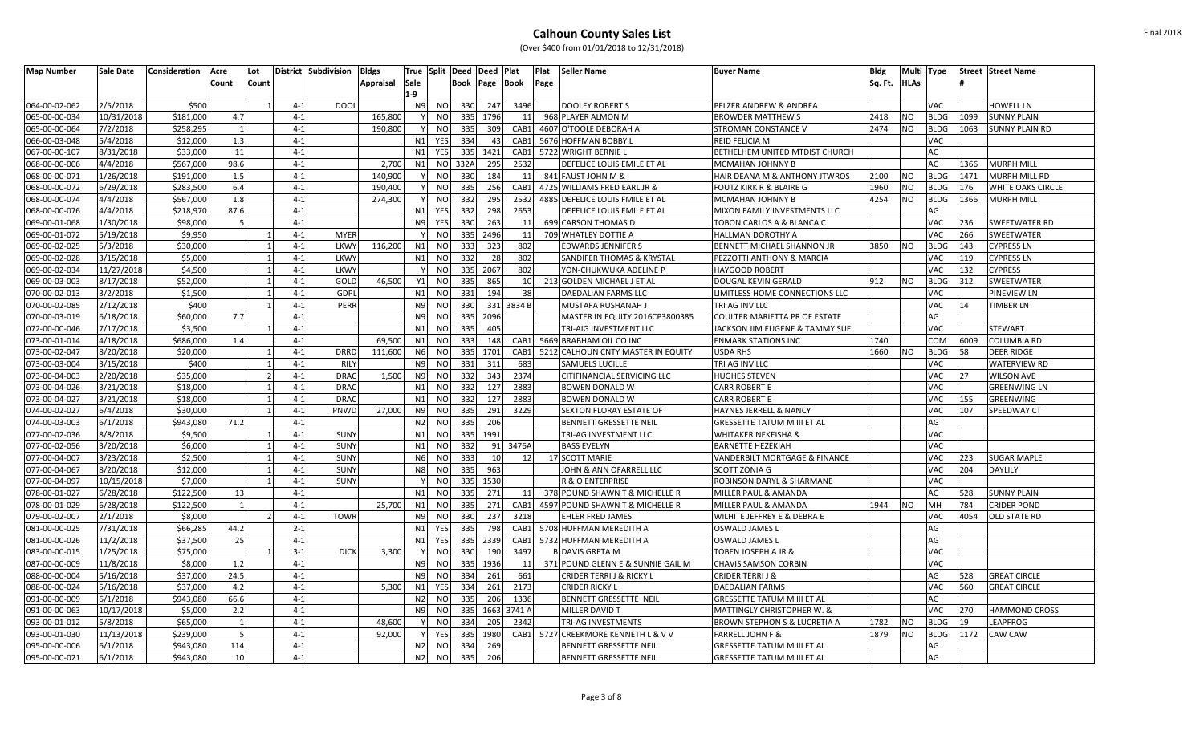# Calhoun County Sales List

(Over $400 from 01/01/2018 to 12/31/2018)

| Map Number | Sale Date | Consideration | Acre Count | Lot Count | District | Subdivision | Bldgs Appraisal | True Sale 1-9 | Split | Deed Book | Deed Page | Plat Book | Plat Page | Seller Name | Buyer Name | Bldg Sq. Ft. | Multi HLAs | Type | Street # | Street Name |
|---|---|---|---|---|---|---|---|---|---|---|---|---|---|---|---|---|---|---|---|---|
| 064-00-02-062 | 2/5/2018 | $500 | | 1 | 4-1 | DOOL | | N9 | NO | 330 | 247 | 3496 | | DOOLEY ROBERT S | PELZER ANDREW & ANDREA | | | VAC | | HOWELL LN |
| 065-00-00-034 | 10/31/2018 | $181,000 | 4.7 | | 4-1 | | 165,800 | Y | NO | 335 | 1796 | 11 | 968 | PLAYER ALMON M | BROWDER MATTHEW S | 2418 | NO | BLDG | 1099 | SUNNY PLAIN |
| 065-00-00-064 | 7/2/2018 | $258,295 | 1 | | 4-1 | | 190,800 | Y | NO | 335 | 309 | CAB1 | 4607 | O'TOOLE DEBORAH A | STROMAN CONSTANCE V | 2474 | NO | BLDG | 1063 | SUNNY PLAIN RD |
| 066-00-03-048 | 5/4/2018 | $12,000 | 1.3 | | 4-1 | | | N1 | YES | 334 | 43 | CAB1 | 5676 | HOFFMAN BOBBY L | REID FELICIA M | | | VAC | | |
| 067-00-00-107 | 8/31/2018 | $33,000 | 11 | | 4-1 | | | N1 | YES | 335 | 1421 | CAB1 | 5722 | WRIGHT BERNIE L | BETHELHEM UNITED MTDIST CHURCH | | | AG | | |
| 068-00-00-006 | 4/4/2018 | $567,000 | 98.6 | | 4-1 | | 2,700 | N1 | NO | 332A | 295 | 2532 | | DEFELICE LOUIS EMILE ET AL | MCMAHAN JOHNNY B | | | AG | 1366 | MURPH MILL |
| 068-00-00-071 | 1/26/2018 | $191,000 | 1.5 | | 4-1 | | 140,900 | Y | NO | 330 | 184 | 11 | 841 | FAUST JOHN M & | HAIR DEANA M & ANTHONY JTWROS | 2100 | NO | BLDG | 1471 | MURPH MILL RD |
| 068-00-00-072 | 6/29/2018 | $283,500 | 6.4 | | 4-1 | | 190,400 | Y | NO | 335 | 256 | CAB1 | 4725 | WILLIAMS FRED EARL JR & | FOUTZ KIRK R & BLAIRE G | 1960 | NO | BLDG | 176 | WHITE OAKS CIRCLE |
| 068-00-00-074 | 4/4/2018 | $567,000 | 1.8 | | 4-1 | | 274,300 | Y | NO | 332 | 295 | 2532 | 4885 | DEFELICE LOUIS FMILE ET AL | MCMAHAN JOHNNY B | 4254 | NO | BLDG | 1366 | MURPH MILL |
| 068-00-00-076 | 4/4/2018 | $218,970 | 87.6 | | 4-1 | | | N1 | YES | 332 | 298 | 2653 | | DEFELICE LOUIS EMILE ET AL | MIXON FAMILY INVESTMENTS LLC | | | AG | | |
| 069-00-01-068 | 1/30/2018 | $98,000 | 5 | | 4-1 | | | N9 | YES | 330 | 263 | 11 | 699 | CARSON THOMAS D | TOBON CARLOS A & BLANCA C | | | VAC | 236 | SWEETWATER RD |
| 069-00-01-072 | 5/19/2018 | $9,950 | | 1 | 4-1 | MYER | | Y | NO | 335 | 2496 | 11 | 709 | WHATLEY DOTTIE A | HALLMAN DOROTHY A | | | VAC | 266 | SWEETWATER |
| 069-00-02-025 | 5/3/2018 | $30,000 | | 1 | 4-1 | LKWY | 116,200 | N1 | NO | 333 | 323 | 802 | | EDWARDS JENNIFER S | BENNETT MICHAEL SHANNON JR | 3850 | NO | BLDG | 143 | CYPRESS LN |
| 069-00-02-028 | 3/15/2018 | $5,000 | | 1 | 4-1 | LKWY | | N1 | NO | 332 | 28 | 802 | | SANDIFER THOMAS & KRYSTAL | PEZZOTTI ANTHONY & MARCIA | | | VAC | 119 | CYPRESS LN |
| 069-00-02-034 | 11/27/2018 | $4,500 | | 1 | 4-1 | LKWY | | Y | NO | 335 | 2067 | 802 | | YON-CHUKWUKA ADELINE P | HAYGOOD ROBERT | | | VAC | 132 | CYPRESS |
| 069-00-03-003 | 8/17/2018 | $52,000 | | 1 | 4-1 | GOLD | 46,500 | Y1 | NO | 335 | 865 | 10 | 213 | GOLDEN MICHAEL J ET AL | DOUGAL KEVIN GERALD | 912 | NO | BLDG | 312 | SWEETWATER |
| 070-00-02-013 | 3/2/2018 | $1,500 | | 1 | 4-1 | GDPL | | N1 | NO | 331 | 194 | 38 | | DAEDALIAN FARMS LLC | LIMITLESS HOME CONNECTIONS LLC | | | VAC | | PINEVIEW LN |
| 070-00-02-085 | 2/12/2018 | $400 | | 1 | 4-1 | PERR | | N9 | NO | 330 | 331 | 3834 B | | MUSTAFA RUSHANAH J | TRI AG INV LLC | | | VAC | 14 | TIMBER LN |
| 070-00-03-019 | 6/18/2018 | $60,000 | 7.7 | | 4-1 | | | N9 | NO | 335 | 2096 | | | MASTER IN EQUITY 2016CP3800385 | COULTER MARIETTA PR OF ESTATE | | | AG | | |
| 072-00-00-046 | 7/17/2018 | $3,500 | | 1 | 4-1 | | | N1 | NO | 335 | 405 | | | TRI-AIG INVESTMENT LLC | JACKSON JIM EUGENE & TAMMY SUE | | | VAC | | STEWART |
| 073-00-01-014 | 4/18/2018 | $686,000 | 1.4 | | 4-1 | | 69,500 | N1 | NO | 333 | 148 | CAB1 | 5669 | BRABHAM OIL CO INC | ENMARK STATIONS INC | 1740 | | COM | 6009 | COLUMBIA RD |
| 073-00-02-047 | 8/20/2018 | $20,000 | | 1 | 4-1 | DRRD | 111,600 | N6 | NO | 335 | 1701 | CAB1 | 5212 | CALHOUN CNTY MASTER IN EQUITY | USDA RHS | 1660 | NO | BLDG | 58 | DEER RIDGE |
| 073-00-03-004 | 3/15/2018 | $400 | | 1 | 4-1 | RILY | | N9 | NO | 331 | 311 | 683 | | SAMUELS LUCILLE | TRI AG INV LLC | | | VAC | | WATERVIEW RD |
| 073-00-04-003 | 2/20/2018 | $35,000 | | 2 | 4-1 | DRAC | 1,500 | N9 | NO | 332 | 343 | 2374 | | CITIFINANCIAL SERVICING LLC | HUGHES STEVEN | | | VAC | 27 | WILSON AVE |
| 073-00-04-026 | 3/21/2018 | $18,000 | | 1 | 4-1 | DRAC | | N1 | NO | 332 | 127 | 2883 | | BOWEN DONALD W | CARR ROBERT E | | | VAC | | GREENWING LN |
| 073-00-04-027 | 3/21/2018 | $18,000 | | 1 | 4-1 | DRAC | | N1 | NO | 332 | 127 | 2883 | | BOWEN DONALD W | CARR ROBERT E | | | VAC | 155 | GREENWING |
| 074-00-02-027 | 6/4/2018 | $30,000 | | 1 | 4-1 | PNWD | 27,000 | N9 | NO | 335 | 291 | 3229 | | SEXTON FLORAY ESTATE OF | HAYNES JERRELL & NANCY | | | VAC | 107 | SPEEDWAY CT |
| 074-00-03-003 | 6/1/2018 | $943,080 | 71.2 | | 4-1 | | | N2 | NO | 335 | 206 | | | BENNETT GRESSETTE NEIL | GRESSETTE TATUM M III ET AL | | | AG | | |
| 077-00-02-036 | 8/8/2018 | $9,500 | | 1 | 4-1 | SUNY | | N1 | NO | 335 | 1991 | | | TRI-AG INVESTMENT LLC | WHITAKER NEKEISHA & | | | VAC | | |
| 077-00-02-056 | 3/20/2018 | $6,000 | | 1 | 4-1 | SUNY | | N1 | NO | 332 | 91 | 3476A | | BASS EVELYN | BARNETTE HEZEKIAH | | | VAC | | |
| 077-00-04-007 | 3/23/2018 | $2,500 | | 1 | 4-1 | SUNY | | N6 | NO | 333 | 10 | 12 | 17 | SCOTT MARIE | VANDERBILT MORTGAGE & FINANCE | | | VAC | 223 | SUGAR MAPLE |
| 077-00-04-067 | 8/20/2018 | $12,000 | | 1 | 4-1 | SUNY | | N8 | NO | 335 | 963 | | | JOHN & ANN OFARRELL LLC | SCOTT ZONIA G | | | VAC | 204 | DAYLILY |
| 077-00-04-097 | 10/15/2018 | $7,000 | | 1 | 4-1 | SUNY | | Y | NO | 335 | 1530 | | | R & O ENTERPRISE | ROBINSON DARYL & SHARMANE | | | VAC | | |
| 078-00-01-027 | 6/28/2018 | $122,500 | 13 | | 4-1 | | | N1 | NO | 335 | 271 | 11 | 378 | POUND SHAWN T & MICHELLE R | MILLER PAUL & AMANDA | | | AG | 528 | SUNNY PLAIN |
| 078-00-01-029 | 6/28/2018 | $122,500 | 1 | | 4-1 | | 25,700 | N1 | NO | 335 | 271 | CAB1 | 4597 | POUND SHAWN T & MICHELLE R | MILLER PAUL & AMANDA | 1944 | NO | MH | 784 | CRIDER POND |
| 079-00-02-007 | 2/1/2018 | $8,000 | | 2 | 4-1 | TOWR | | N9 | NO | 330 | 237 | 3218 | | EHLER FRED JAMES | WILHITE JEFFREY E & DEBRA E | | | VAC | 4054 | OLD STATE RD |
| 081-00-00-025 | 7/31/2018 | $66,285 | 44.2 | | 2-1 | | | N1 | YES | 335 | 798 | CAB1 | 5708 | HUFFMAN MEREDITH A | OSWALD JAMES L | | | AG | | |
| 081-00-00-026 | 11/2/2018 | $37,500 | 25 | | 4-1 | | | N1 | YES | 335 | 2339 | CAB1 | 5732 | HUFFMAN MEREDITH A | OSWALD JAMES L | | | AG | | |
| 083-00-00-015 | 1/25/2018 | $75,000 | | 1 | 3-1 | DICK | 3,300 | Y | NO | 330 | 190 | 3497 | B | DAVIS GRETA M | TOBEN JOSEPH A JR & | | | VAC | | |
| 087-00-00-009 | 11/8/2018 | $8,000 | 1.2 | | 4-1 | | | N9 | NO | 335 | 1936 | 11 | 371 | POUND GLENN E & SUNNIE GAIL M | CHAVIS SAMSON CORBIN | | | VAC | | |
| 088-00-00-004 | 5/16/2018 | $37,000 | 24.5 | | 4-1 | | | N9 | NO | 334 | 261 | 661 | | CRIDER TERRI J & RICKY L | CRIDER TERRI J & | | | AG | 528 | GREAT CIRCLE |
| 088-00-00-024 | 5/16/2018 | $37,000 | 4.2 | | 4-1 | | 5,300 | N1 | YES | 334 | 261 | 2173 | | CRIDER RICKY L | DAEDALIAN FARMS | | | VAC | 560 | GREAT CIRCLE |
| 091-00-00-009 | 6/1/2018 | $943,080 | 66.6 | | 4-1 | | | N2 | NO | 335 | 206 | 1336 | | BENNETT GRESSETTE NEIL | GRESSETTE TATUM M III ET AL | | | AG | | |
| 091-00-00-063 | 10/17/2018 | $5,000 | 2.2 | | 4-1 | | | N9 | NO | 335 | 1663 | 3741 A | | MILLER DAVID T | MATTINGLY CHRISTOPHER W. & | | | VAC | 270 | HAMMOND CROSS |
| 093-00-01-012 | 5/8/2018 | $65,000 | 1 | | 4-1 | | 48,600 | Y | NO | 334 | 205 | 2342 | | TRI-AG INVESTMENTS | BROWN STEPHON S & LUCRETIA A | 1782 | NO | BLDG | 19 | LEAPFROG |
| 093-00-01-030 | 11/13/2018 | $239,000 | 5 | | 4-1 | | 92,000 | Y | YES | 335 | 1980 | CAB1 | 5727 | CREEKMORE KENNETH L & V V | FARRELL JOHN F & | 1879 | NO | BLDG | 1172 | CAW CAW |
| 095-00-00-006 | 6/1/2018 | $943,080 | 114 | | 4-1 | | | N2 | NO | 334 | 269 | | | BENNETT GRESSETTE NEIL | GRESSETTE TATUM M III ET AL | | | AG | | |
| 095-00-00-021 | 6/1/2018 | $943,080 | 10 | | 4-1 | | | N2 | NO | 335 | 206 | | | BENNETT GRESSETTE NEIL | GRESSETTE TATUM M III ET AL | | | AG | | |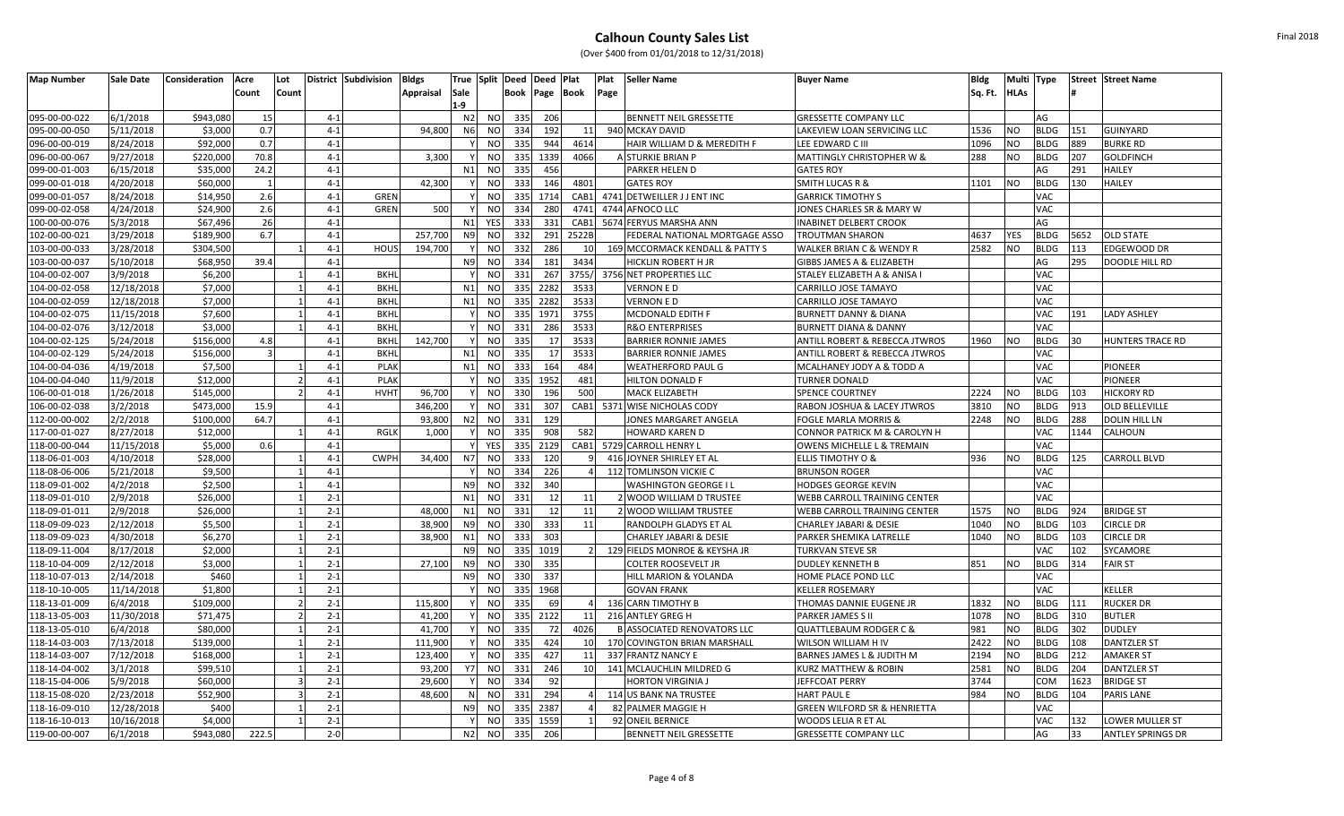# Calhoun County Sales List

(Over $400 from 01/01/2018 to 12/31/2018)

| Map Number | Sale Date | Consideration | Acre Count | Lot Count | District | Subdivision | Bldgs Appraisal | True Sale 1-9 | Split | Deed Book | Deed Page | Plat Book | Plat Page | Seller Name | Buyer Name | Bldg Sq. Ft. | Multi HLAs | Type | Street # | Street Name |
|---|---|---|---|---|---|---|---|---|---|---|---|---|---|---|---|---|---|---|---|---|
| 095-00-00-022 | 6/1/2018 | $943,080 | 15 | | 4-1 | | | N2 | NO | 335 | 206 | | | BENNETT NEIL GRESSETTE | GRESSETTE COMPANY LLC | | | AG | | |
| 095-00-00-050 | 5/11/2018 | $3,000 | 0.7 | | 4-1 | | 94,800 | N6 | NO | 334 | 192 | 11 | 940 | MCKAY DAVID | LAKEVIEW LOAN SERVICING LLC | 1536 | NO | BLDG | 151 | GUINYARD |
| 096-00-00-019 | 8/24/2018 | $92,000 | 0.7 | | 4-1 | | | Y | NO | 335 | 944 | 4614 | | HAIR WILLIAM D & MEREDITH F | LEE EDWARD C III | 1096 | NO | BLDG | 889 | BURKE RD |
| 096-00-00-067 | 9/27/2018 | $220,000 | 70.8 | | 4-1 | | 3,300 | Y | NO | 335 | 1339 | 4066 | A | STURKIE BRIAN P | MATTINGLY CHRISTOPHER W & | 288 | NO | BLDG | 207 | GOLDFINCH |
| 099-00-01-003 | 6/15/2018 | $35,000 | 24.2 | | 4-1 | | | N1 | NO | 335 | 456 | | | PARKER HELEN D | GATES ROY | | | AG | 291 | HAILEY |
| 099-00-01-018 | 4/20/2018 | $60,000 | 1 | | 4-1 | | 42,300 | Y | NO | 333 | 146 | 4801 | | GATES ROY | SMITH LUCAS R & | 1101 | NO | BLDG | 130 | HAILEY |
| 099-00-01-057 | 8/24/2018 | $14,950 | 2.6 | | 4-1 | GREN | | Y | NO | 335 | 1714 | CAB1 | 4741 | DETWEILLER J J ENT INC | GARRICK TIMOTHY S | | | VAC | | |
| 099-00-02-058 | 4/24/2018 | $24,900 | 2.6 | | 4-1 | GREN | 500 | Y | NO | 334 | 280 | 4741 | 4744 | AFNOCO LLC | JONES CHARLES SR & MARY W | | | VAC | | |
| 100-00-00-076 | 5/3/2018 | $67,496 | 26 | | 4-1 | | | N1 | YES | 333 | 331 | CAB1 | 5674 | FERYUS MARSHA ANN | INABINET DELBERT CROOK | | | AG | | |
| 102-00-00-021 | 3/29/2018 | $189,900 | 6.7 | | 4-1 | | 257,700 | N9 | NO | 332 | 291 | 2522B | | FEDERAL NATIONAL MORTGAGE ASSO | TROUTMAN SHARON | 4637 | YES | BLDG | 5652 | OLD STATE |
| 103-00-00-033 | 3/28/2018 | $304,500 | | 1 | 4-1 | HOUS | 194,700 | Y | NO | 332 | 286 | 10 | 169 | MCCORMACK KENDALL & PATTY S | WALKER BRIAN C & WENDY R | 2582 | NO | BLDG | 113 | EDGEWOOD DR |
| 103-00-00-037 | 5/10/2018 | $68,950 | 39.4 | | 4-1 | | | N9 | NO | 334 | 181 | 3434 | | HICKLIN ROBERT H JR | GIBBS JAMES A & ELIZABETH | | | AG | 295 | DOODLE HILL RD |
| 104-00-02-007 | 3/9/2018 | $6,200 | | 1 | 4-1 | BKHL | | Y | NO | 331 | 267 | 3755/ | 3756 | NET PROPERTIES LLC | STALEY ELIZABETH A & ANISA I | | | VAC | | |
| 104-00-02-058 | 12/18/2018 | $7,000 | | 1 | 4-1 | BKHL | | N1 | NO | 335 | 2282 | 3533 | | VERNON E D | CARRILLO JOSE TAMAYO | | | VAC | | |
| 104-00-02-059 | 12/18/2018 | $7,000 | | 1 | 4-1 | BKHL | | N1 | NO | 335 | 2282 | 3533 | | VERNON E D | CARRILLO JOSE TAMAYO | | | VAC | | |
| 104-00-02-075 | 11/15/2018 | $7,600 | | 1 | 4-1 | BKHL | | Y | NO | 335 | 1971 | 3755 | | MCDONALD EDITH F | BURNETT DANNY & DIANA | | | VAC | 191 | LADY ASHLEY |
| 104-00-02-076 | 3/12/2018 | $3,000 | | 1 | 4-1 | BKHL | | Y | NO | 331 | 286 | 3533 | | R&O ENTERPRISES | BURNETT DIANA & DANNY | | | VAC | | |
| 104-00-02-125 | 5/24/2018 | $156,000 | 4.8 | | 4-1 | BKHL | 142,700 | Y | NO | 335 | 17 | 3533 | | BARRIER RONNIE JAMES | ANTILL ROBERT & REBECCA JTWROS | 1960 | NO | BLDG | 30 | HUNTERS TRACE RD |
| 104-00-02-129 | 5/24/2018 | $156,000 | 3 | | 4-1 | BKHL | | N1 | NO | 335 | 17 | 3533 | | BARRIER RONNIE JAMES | ANTILL ROBERT & REBECCA JTWROS | | | VAC | | |
| 104-00-04-036 | 4/19/2018 | $7,500 | | 1 | 4-1 | PLAK | | N1 | NO | 333 | 164 | 484 | | WEATHERFORD PAUL G | MCALHANEY JODY A & TODD A | | | VAC | | PIONEER |
| 104-00-04-040 | 11/9/2018 | $12,000 | | 2 | 4-1 | PLAK | | Y | NO | 335 | 1952 | 481 | | HILTON DONALD F | TURNER DONALD | | | VAC | | PIONEER |
| 106-00-01-018 | 1/26/2018 | $145,000 | | 2 | 4-1 | HVHT | 96,700 | Y | NO | 330 | 196 | 500 | | MACK ELIZABETH | SPENCE COURTNEY | 2224 | NO | BLDG | 103 | HICKORY RD |
| 106-00-02-038 | 3/2/2018 | $473,000 | 15.9 | | 4-1 | | 346,200 | Y | NO | 331 | 307 | CAB1 | 5371 | WISE NICHOLAS CODY | RABON JOSHUA & LACEY JTWROS | 3810 | NO | BLDG | 913 | OLD BELLEVILLE |
| 112-00-00-002 | 2/2/2018 | $100,000 | 64.7 | | 4-1 | | 93,800 | N2 | NO | 331 | 129 | | | JONES MARGARET ANGELA | FOGLE MARLA MORRIS & | 2248 | NO | BLDG | 288 | DOLIN HILL LN |
| 117-00-01-027 | 8/27/2018 | $12,000 | | 1 | 4-1 | RGLK | 1,000 | Y | NO | 335 | 908 | 582 | | HOWARD KAREN D | CONNOR PATRICK M & CAROLYN H | | | VAC | 1144 | CALHOUN |
| 118-00-00-044 | 11/15/2018 | $5,000 | 0.6 | | 4-1 | | | Y | YES | 335 | 2129 | CAB1 | 5729 | CARROLL HENRY L | OWENS MICHELLE L & TREMAIN | | | VAC | | |
| 118-06-01-003 | 4/10/2018 | $28,000 | | 1 | 4-1 | CWPH | 34,400 | N7 | NO | 333 | 120 | 9 | 416 | JOYNER SHIRLEY ET AL | ELLIS TIMOTHY O & | 936 | NO | BLDG | 125 | CARROLL BLVD |
| 118-08-06-006 | 5/21/2018 | $9,500 | | 1 | 4-1 | | | Y | NO | 334 | 226 | 4 | 112 | TOMLINSON VICKIE C | BRUNSON ROGER | | | VAC | | |
| 118-09-01-002 | 4/2/2018 | $2,500 | | 1 | 4-1 | | | N9 | NO | 332 | 340 | | | WASHINGTON GEORGE I L | HODGES GEORGE KEVIN | | | VAC | | |
| 118-09-01-010 | 2/9/2018 | $26,000 | | 1 | 2-1 | | | N1 | NO | 331 | 12 | 11 | 2 | WOOD WILLIAM D TRUSTEE | WEBB CARROLL TRAINING CENTER | | | VAC | | |
| 118-09-01-011 | 2/9/2018 | $26,000 | | 1 | 2-1 | | 48,000 | N1 | NO | 331 | 12 | 11 | 2 | WOOD WILLIAM TRUSTEE | WEBB CARROLL TRAINING CENTER | 1575 | NO | BLDG | 924 | BRIDGE ST |
| 118-09-09-023 | 2/12/2018 | $5,500 | | 1 | 2-1 | | 38,900 | N9 | NO | 330 | 333 | 11 | | RANDOLPH GLADYS ET AL | CHARLEY JABARI & DESIE | 1040 | NO | BLDG | 103 | CIRCLE DR |
| 118-09-09-023 | 4/30/2018 | $6,270 | | 1 | 2-1 | | 38,900 | N1 | NO | 333 | 303 | | | CHARLEY JABARI & DESIE | PARKER SHEMIKA LATRELLE | 1040 | NO | BLDG | 103 | CIRCLE DR |
| 118-09-11-004 | 8/17/2018 | $2,000 | | 1 | 2-1 | | | N9 | NO | 335 | 1019 | 2 | 129 | FIELDS MONROE & KEYSHA JR | TURKVAN STEVE SR | | | VAC | 102 | SYCAMORE |
| 118-10-04-009 | 2/12/2018 | $3,000 | | 1 | 2-1 | | 27,100 | N9 | NO | 330 | 335 | | | COLTER ROOSEVELT JR | DUDLEY KENNETH B | 851 | NO | BLDG | 314 | FAIR ST |
| 118-10-07-013 | 2/14/2018 | $460 | | 1 | 2-1 | | | N9 | NO | 330 | 337 | | | HILL MARION & YOLANDA | HOME PLACE POND LLC | | | VAC | | |
| 118-10-10-005 | 11/14/2018 | $1,800 | | 1 | 2-1 | | | Y | NO | 335 | 1968 | | | GOVAN FRANK | KELLER ROSEMARY | | | VAC | | KELLER |
| 118-13-01-009 | 6/4/2018 | $109,000 | | 2 | 2-1 | | 115,800 | Y | NO | 335 | 69 | 4 | 136 | CARN TIMOTHY B | THOMAS DANNIE EUGENE JR | 1832 | NO | BLDG | 111 | RUCKER DR |
| 118-13-05-003 | 11/30/2018 | $71,475 | | 2 | 2-1 | | 41,200 | Y | NO | 335 | 2122 | 11 | 216 | ANTLEY GREG H | PARKER JAMES S II | 1078 | NO | BLDG | 310 | BUTLER |
| 118-13-05-010 | 6/4/2018 | $80,000 | | 1 | 2-1 | | 41,700 | Y | NO | 335 | 72 | 4026 | B | ASSOCIATED RENOVATORS LLC | QUATTLEBAUM RODGER C & | 981 | NO | BLDG | 302 | DUDLEY |
| 118-14-03-003 | 7/13/2018 | $139,000 | | 1 | 2-1 | | 111,900 | Y | NO | 335 | 424 | 10 | 170 | COVINGTON BRIAN MARSHALL | WILSON WILLIAM H IV | 2422 | NO | BLDG | 108 | DANTZLER ST |
| 118-14-03-007 | 7/12/2018 | $168,000 | | 1 | 2-1 | | 123,400 | Y | NO | 335 | 427 | 11 | 337 | FRANTZ NANCY E | BARNES JAMES L & JUDITH M | 2194 | NO | BLDG | 212 | AMAKER ST |
| 118-14-04-002 | 3/1/2018 | $99,510 | | 1 | 2-1 | | 93,200 | Y7 | NO | 331 | 246 | 10 | 141 | MCLAUCHLIN MILDRED G | KURZ MATTHEW & ROBIN | 2581 | NO | BLDG | 204 | DANTZLER ST |
| 118-15-04-006 | 5/9/2018 | $60,000 | | 3 | 2-1 | | 29,600 | Y | NO | 334 | 92 | | | HORTON VIRGINIA J | JEFFCOAT PERRY | 3744 | | COM | 1623 | BRIDGE ST |
| 118-15-08-020 | 2/23/2018 | $52,900 | | 3 | 2-1 | | 48,600 | N | NO | 331 | 294 | 4 | 114 | US BANK NA TRUSTEE | HART PAUL E | 984 | NO | BLDG | 104 | PARIS LANE |
| 118-16-09-010 | 12/28/2018 | $400 | | 1 | 2-1 | | | N9 | NO | 335 | 2387 | 4 | 82 | PALMER MAGGIE H | GREEN WILFORD SR & HENRIETTA | | | VAC | | |
| 118-16-10-013 | 10/16/2018 | $4,000 | | 1 | 2-1 | | | Y | NO | 335 | 1559 | 1 | 92 | ONEIL BERNICE | WOODS LELIA R ET AL | | | VAC | 132 | LOWER MULLER ST |
| 119-00-00-007 | 6/1/2018 | $943,080 | 222.5 | | 2-0 | | | N2 | NO | 335 | 206 | | | BENNETT NEIL GRESSETTE | GRESSETTE COMPANY LLC | | | AG | 33 | ANTLEY SPRINGS DR |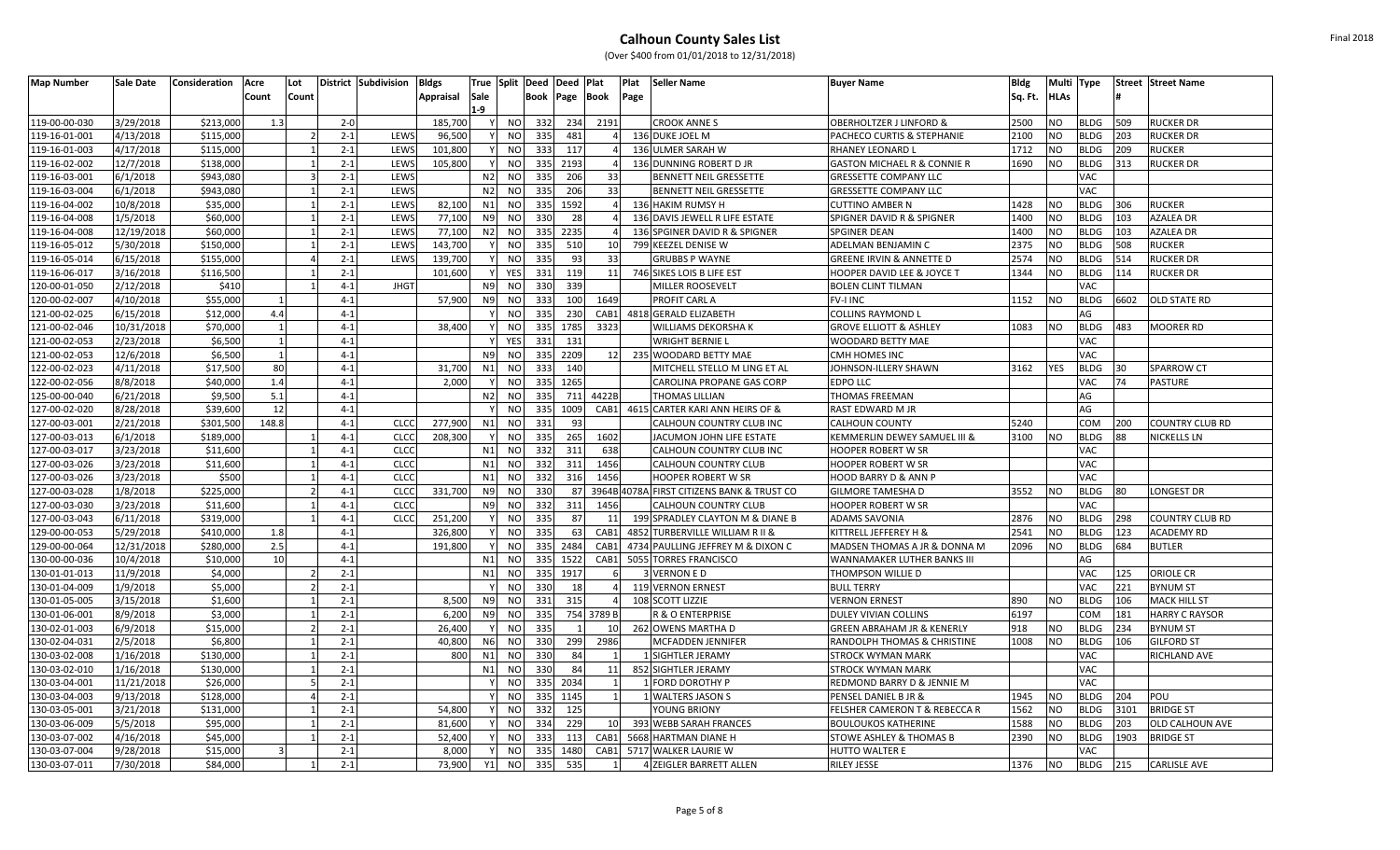# Calhoun County Sales List

(Over $400 from 01/01/2018 to 12/31/2018)

| Map Number | Sale Date | Consideration | Acre Count | Lot Count | District | Subdivision | Bldgs Appraisal | True Sale 1-9 | Split | Deed Book | Deed Page | Plat Book | Plat Page | Seller Name | Buyer Name | Bldg Sq. Ft. | Multi HLAs | Type | Street # | Street Name |
|---|---|---|---|---|---|---|---|---|---|---|---|---|---|---|---|---|---|---|---|---|
| 119-00-00-030 | 3/29/2018 | $213,000 | 1.3 | | 2-0 | | 185,700 | Y | NO | 332 | 234 | 2191 | | CROOK ANNE S | OBERHOLTZER J LINFORD & | 2500 | NO | BLDG | 509 | RUCKER DR |
| 119-16-01-001 | 4/13/2018 | $115,000 | | 2 | 2-1 | LEWS | 96,500 | Y | NO | 335 | 481 | 4 | 136 | DUKE JOEL M | PACHECO CURTIS & STEPHANIE | 2100 | NO | BLDG | 203 | RUCKER DR |
| 119-16-01-003 | 4/17/2018 | $115,000 | | 1 | 2-1 | LEWS | 101,800 | Y | NO | 333 | 117 | 4 | 136 | ULMER SARAH W | RHANEY LEONARD L | 1712 | NO | BLDG | 209 | RUCKER |
| 119-16-02-002 | 12/7/2018 | $138,000 | | 1 | 2-1 | LEWS | 105,800 | Y | NO | 335 | 2193 | 4 | 136 | DUNNING ROBERT D JR | GASTON MICHAEL R & CONNIE R | 1690 | NO | BLDG | 313 | RUCKER DR |
| 119-16-03-001 | 6/1/2018 | $943,080 | | 3 | 2-1 | LEWS | | N2 | NO | 335 | 206 | 33 | | BENNETT NEIL GRESSETTE | GRESSETTE COMPANY LLC | | | VAC | | |
| 119-16-03-004 | 6/1/2018 | $943,080 | | 1 | 2-1 | LEWS | | N2 | NO | 335 | 206 | 33 | | BENNETT NEIL GRESSETTE | GRESSETTE COMPANY LLC | | | VAC | | |
| 119-16-04-002 | 10/8/2018 | $35,000 | | 1 | 2-1 | LEWS | 82,100 | N1 | NO | 335 | 1592 | 4 | 136 | HAKIM RUMSY H | CUTTINO AMBER N | 1428 | NO | BLDG | 306 | RUCKER |
| 119-16-04-008 | 1/5/2018 | $60,000 | | 1 | 2-1 | LEWS | 77,100 | N9 | NO | 330 | 28 | 4 | 136 | DAVIS JEWELL R LIFE ESTATE | SPIGNER DAVID R & SPIGNER | 1400 | NO | BLDG | 103 | AZALEA DR |
| 119-16-04-008 | 12/19/2018 | $60,000 | | 1 | 2-1 | LEWS | 77,100 | N2 | NO | 335 | 2235 | 4 | 136 | SPGINER DAVID R & SPIGNER | SPGINER DEAN | 1400 | NO | BLDG | 103 | AZALEA DR |
| 119-16-05-012 | 5/30/2018 | $150,000 | | 1 | 2-1 | LEWS | 143,700 | Y | NO | 335 | 510 | 10 | 799 | KEEZEL DENISE W | ADELMAN BENJAMIN C | 2375 | NO | BLDG | 508 | RUCKER |
| 119-16-05-014 | 6/15/2018 | $155,000 | | 4 | 2-1 | LEWS | 139,700 | Y | NO | 335 | 93 | 33 | | GRUBBS P WAYNE | GREENE IRVIN & ANNETTE D | 2574 | NO | BLDG | 514 | RUCKER DR |
| 119-16-06-017 | 3/16/2018 | $116,500 | | 1 | 2-1 | | 101,600 | Y | YES | 331 | 119 | 11 | 746 | SIKES LOIS B LIFE EST | HOOPER DAVID LEE & JOYCE T | 1344 | NO | BLDG | 114 | RUCKER DR |
| 120-00-01-050 | 2/12/2018 | $410 | | 1 | 4-1 | JHGT | | N9 | NO | 330 | 339 | | | MILLER ROOSEVELT | BOLEN CLINT TILMAN | | | VAC | | |
| 120-00-02-007 | 4/10/2018 | $55,000 | 1 | | 4-1 | | 57,900 | N9 | NO | 333 | 100 | 1649 | | PROFIT CARL A | FV-I INC | 1152 | NO | BLDG | 6602 | OLD STATE RD |
| 121-00-02-025 | 6/15/2018 | $12,000 | 4.4 | | 4-1 | | | Y | NO | 335 | 230 | CAB1 | 4818 | GERALD ELIZABETH | COLLINS RAYMOND L | | | AG | | |
| 121-00-02-046 | 10/31/2018 | $70,000 | 1 | | 4-1 | | 38,400 | Y | NO | 335 | 1785 | 3323 | | WILLIAMS DEKORSHA K | GROVE ELLIOTT & ASHLEY | 1083 | NO | BLDG | 483 | MOORER RD |
| 121-00-02-053 | 2/23/2018 | $6,500 | 1 | | 4-1 | | | Y | YES | 331 | 131 | | | WRIGHT BERNIE L | WOODARD BETTY MAE | | | VAC | | |
| 121-00-02-053 | 12/6/2018 | $6,500 | 1 | | 4-1 | | | N9 | NO | 335 | 2209 | 12 | 235 | WOODARD BETTY MAE | CMH HOMES INC | | | VAC | | |
| 122-00-02-023 | 4/11/2018 | $17,500 | 80 | | 4-1 | | 31,700 | N1 | NO | 333 | 140 | | | MITCHELL STELLO M LING ET AL | JOHNSON-ILLERY SHAWN | 3162 | YES | BLDG | 30 | SPARROW CT |
| 122-00-02-056 | 8/8/2018 | $40,000 | 1.4 | | 4-1 | | 2,000 | Y | NO | 335 | 1265 | | | CAROLINA PROPANE GAS CORP | EDPO LLC | | | VAC | 74 | PASTURE |
| 125-00-00-040 | 6/21/2018 | $9,500 | 5.1 | | 4-1 | | | N2 | NO | 335 | 711 | 4422B | | THOMAS LILLIAN | THOMAS FREEMAN | | | AG | | |
| 127-00-02-020 | 8/28/2018 | $39,600 | 12 | | 4-1 | | | Y | NO | 335 | 1009 | CAB1 | 4615 | CARTER KARI ANN HEIRS OF & | RAST EDWARD M JR | | | AG | | |
| 127-00-03-001 | 2/21/2018 | $301,500 | 148.8 | | 4-1 | CLCC | 277,900 | N1 | NO | 331 | 93 | | | CALHOUN COUNTRY CLUB INC | CALHOUN COUNTY | 5240 | | COM | 200 | COUNTRY CLUB RD |
| 127-00-03-013 | 6/1/2018 | $189,000 | | 1 | 4-1 | CLCC | 208,300 | Y | NO | 335 | 265 | 1602 | | JACUMON JOHN LIFE ESTATE | KEMMERLIN DEWEY SAMUEL III & | 3100 | NO | BLDG | 88 | NICKELLS LN |
| 127-00-03-017 | 3/23/2018 | $11,600 | | 1 | 4-1 | CLCC | | N1 | NO | 332 | 311 | 638 | | CALHOUN COUNTRY CLUB INC | HOOPER ROBERT W SR | | | VAC | | |
| 127-00-03-026 | 3/23/2018 | $11,600 | | 1 | 4-1 | CLCC | | N1 | NO | 332 | 311 | 1456 | | CALHOUN COUNTRY CLUB | HOOPER ROBERT W SR | | | VAC | | |
| 127-00-03-026 | 3/23/2018 | $500 | | 1 | 4-1 | CLCC | | N1 | NO | 332 | 316 | 1456 | | HOOPER ROBERT W SR | HOOD BARRY D & ANN P | | | VAC | | |
| 127-00-03-028 | 1/8/2018 | $225,000 | | 2 | 4-1 | CLCC | 331,700 | N9 | NO | 330 | 87 | 3964B | 4078A | FIRST CITIZENS BANK & TRUST CO | GILMORE TAMESHA D | 3552 | NO | BLDG | 80 | LONGEST DR |
| 127-00-03-030 | 3/23/2018 | $11,600 | | 1 | 4-1 | CLCC | | N9 | NO | 332 | 311 | 1456 | | CALHOUN COUNTRY CLUB | HOOPER ROBERT W SR | | | VAC | | |
| 127-00-03-043 | 6/11/2018 | $319,000 | | 1 | 4-1 | CLCC | 251,200 | Y | NO | 335 | 87 | 11 | 199 | SPRADLEY CLAYTON M & DIANE B | ADAMS SAVONIA | 2876 | NO | BLDG | 298 | COUNTRY CLUB RD |
| 129-00-00-053 | 5/29/2018 | $410,000 | 1.8 | | 4-1 | | 326,800 | Y | NO | 335 | 63 | CAB1 | 4852 | TURBERVILLE WILLIAM R II & | KITTRELL JEFFEREY H & | 2541 | NO | BLDG | 123 | ACADEMY RD |
| 129-00-00-064 | 12/31/2018 | $280,000 | 2.5 | | 4-1 | | 191,800 | Y | NO | 335 | 2484 | CAB1 | 4734 | PAULLING JEFFREY M & DIXON C | MADSEN THOMAS A JR & DONNA M | 2096 | NO | BLDG | 684 | BUTLER |
| 130-00-00-036 | 10/4/2018 | $10,000 | 10 | | 4-1 | | | N1 | NO | 335 | 1522 | CAB1 | 5055 | TORRES FRANCISCO | WANNAMAKER LUTHER BANKS III | | | AG | | |
| 130-01-01-013 | 11/9/2018 | $4,000 | | 2 | 2-1 | | | N1 | NO | 335 | 1917 | 6 | 3 | VERNON E D | THOMPSON WILLIE D | | | VAC | 125 | ORIOLE CR |
| 130-01-04-009 | 1/9/2018 | $5,000 | | 2 | 2-1 | | | Y | NO | 330 | 18 | 4 | 119 | VERNON ERNEST | BULL TERRY | | | VAC | 221 | BYNUM ST |
| 130-01-05-005 | 3/15/2018 | $1,600 | | 1 | 2-1 | | 8,500 | N9 | NO | 331 | 315 | 4 | 108 | SCOTT LIZZIE | VERNON ERNEST | 890 | NO | BLDG | 106 | MACK HILL ST |
| 130-01-06-001 | 8/9/2018 | $3,000 | | 1 | 2-1 | | 6,200 | N9 | NO | 335 | 754 | 3789 B | | R & O ENTERPRISE | DULEY VIVIAN COLLINS | 6197 | | COM | 181 | HARRY C RAYSOR |
| 130-02-01-003 | 6/9/2018 | $15,000 | | 2 | 2-1 | | 26,400 | Y | NO | 335 | 1 | 10 | 262 | OWENS MARTHA D | GREEN ABRAHAM JR & KENERLY | 918 | NO | BLDG | 234 | BYNUM ST |
| 130-02-04-031 | 2/5/2018 | $6,800 | | 1 | 2-1 | | 40,800 | N6 | NO | 330 | 299 | 2986 | | MCFADDEN JENNIFER | RANDOLPH THOMAS & CHRISTINE | 1008 | NO | BLDG | 106 | GILFORD ST |
| 130-03-02-008 | 1/16/2018 | $130,000 | | 1 | 2-1 | | 800 | N1 | NO | 330 | 84 | 1 | 1 | SIGHTLER JERAMY | STROCK WYMAN MARK | | | VAC | | RICHLAND AVE |
| 130-03-02-010 | 1/16/2018 | $130,000 | | 1 | 2-1 | | | N1 | NO | 330 | 84 | 11 | 852 | SIGHTLER JERAMY | STROCK WYMAN MARK | | | VAC | | |
| 130-03-04-001 | 11/21/2018 | $26,000 | | 5 | 2-1 | | | Y | NO | 335 | 2034 | 1 | 1 | FORD DOROTHY P | REDMOND BARRY D & JENNIE M | | | VAC | | |
| 130-03-04-003 | 9/13/2018 | $128,000 | | 4 | 2-1 | | | Y | NO | 335 | 1145 | 1 | 1 | WALTERS JASON S | PENSEL DANIEL B JR & | 1945 | NO | BLDG | 204 | POU |
| 130-03-05-001 | 3/21/2018 | $131,000 | | 1 | 2-1 | | 54,800 | Y | NO | 332 | 125 | | | YOUNG BRIONY | FELSHER CAMERON T & REBECCA R | 1562 | NO | BLDG | 3101 | BRIDGE ST |
| 130-03-06-009 | 5/5/2018 | $95,000 | | 1 | 2-1 | | 81,600 | Y | NO | 334 | 229 | 10 | 393 | WEBB SARAH FRANCES | BOULOUKOS KATHERINE | 1588 | NO | BLDG | 203 | OLD CALHOUN AVE |
| 130-03-07-002 | 4/16/2018 | $45,000 | | 1 | 2-1 | | 52,400 | Y | NO | 333 | 113 | CAB1 | 5668 | HARTMAN DIANE H | STOWE ASHLEY & THOMAS B | 2390 | NO | BLDG | 1903 | BRIDGE ST |
| 130-03-07-004 | 9/28/2018 | $15,000 | 3 | | 2-1 | | 8,000 | Y | NO | 335 | 1480 | CAB1 | 5717 | WALKER LAURIE W | HUTTO WALTER E | | | VAC | | |
| 130-03-07-011 | 7/30/2018 | $84,000 | | 1 | 2-1 | | 73,900 | Y1 | NO | 335 | 535 | 1 | 4 | ZEIGLER BARRETT ALLEN | RILEY JESSE | 1376 | NO | BLDG | 215 | CARLISLE AVE |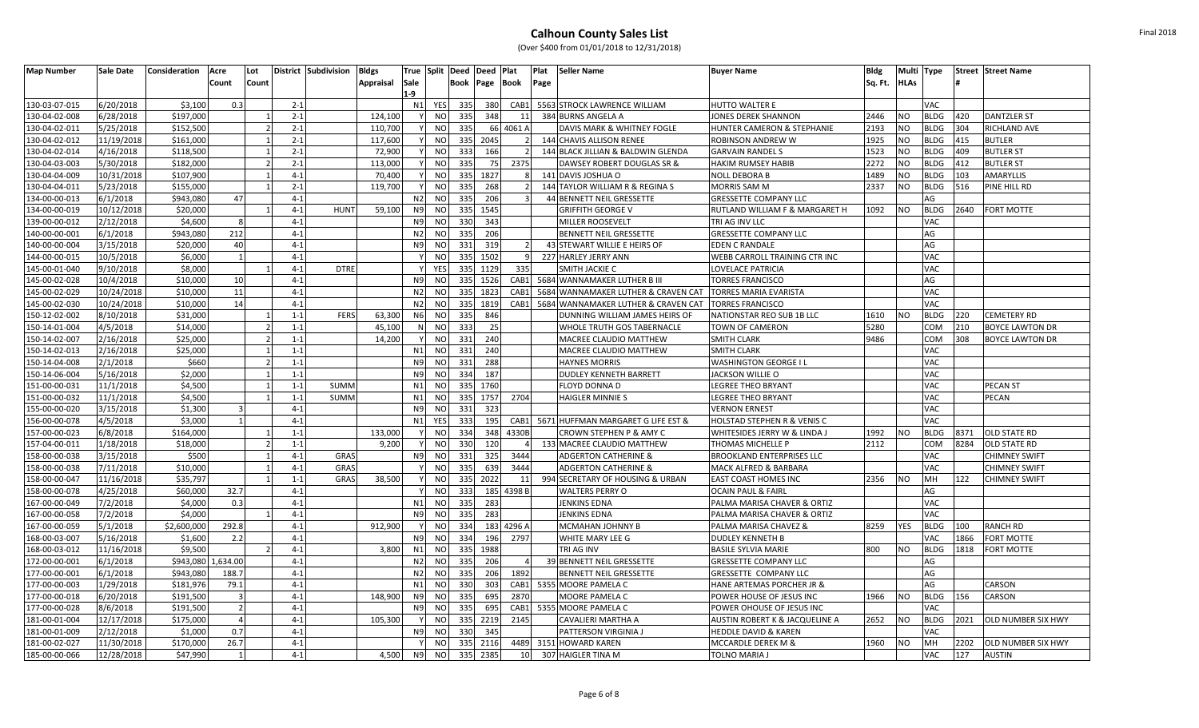# Calhoun County Sales List

(Over $400 from 01/01/2018 to 12/31/2018)

| Map Number | Sale Date | Consideration | Acre Count | Lot Count | District | Subdivision | Bldgs Appraisal | True Sale 1-9 | Split | Deed Book | Deed Page | Plat Book | Plat Page | Seller Name | Buyer Name | Bldg Sq. Ft. | Multi HLAs | Type | Street # | Street Name |
|---|---|---|---|---|---|---|---|---|---|---|---|---|---|---|---|---|---|---|---|---|
| 130-03-07-015 | 6/20/2018 | $3,100 | 0.3 | | 2-1 | | | N1 | YES | 335 | 380 | CAB1 | 5563 | STROCK LAWRENCE WILLIAM | HUTTO WALTER E | | | VAC | | |
| 130-04-02-008 | 6/28/2018 | $197,000 | | 1 | 2-1 | | 124,100 | Y | NO | 335 | 348 | 11 | 384 | BURNS ANGELA A | JONES DEREK SHANNON | 2446 | NO | BLDG | 420 | DANTZLER ST |
| 130-04-02-011 | 5/25/2018 | $152,500 | | 2 | 2-1 | | 110,700 | Y | NO | 335 | 66 | 4061 A | | DAVIS MARK & WHITNEY FOGLE | HUNTER CAMERON & STEPHANIE | 2193 | NO | BLDG | 304 | RICHLAND AVE |
| 130-04-02-012 | 11/19/2018 | $161,000 | | 1 | 2-1 | | 117,600 | Y | NO | 335 | 2045 | 2 | 144 | CHAVIS ALLISON RENEE | ROBINSON ANDREW W | 1925 | NO | BLDG | 415 | BUTLER |
| 130-04-02-014 | 4/16/2018 | $118,500 | | 1 | 2-1 | | 72,900 | Y | NO | 333 | 166 | 2 | 144 | BLACK JILLIAN & BALDWIN GLENDA | GARVAIN RANDEL S | 1523 | NO | BLDG | 409 | BUTLER ST |
| 130-04-03-003 | 5/30/2018 | $182,000 | | 2 | 2-1 | | 113,000 | Y | NO | 335 | 75 | 2375 | | DAWSEY ROBERT DOUGLAS SR & | HAKIM RUMSEY HABIB | 2272 | NO | BLDG | 412 | BUTLER ST |
| 130-04-04-009 | 10/31/2018 | $107,900 | | 1 | 4-1 | | 70,400 | Y | NO | 335 | 1827 | 8 | 141 | DAVIS JOSHUA O | NOLL DEBORA B | 1489 | NO | BLDG | 103 | AMARYLLIS |
| 130-04-04-011 | 5/23/2018 | $155,000 | | 1 | 2-1 | | 119,700 | Y | NO | 335 | 268 | 2 | 144 | TAYLOR WILLIAM R & REGINA S | MORRIS SAM M | 2337 | NO | BLDG | 516 | PINE HILL RD |
| 134-00-00-013 | 6/1/2018 | $943,080 | 47 | | 4-1 | | | N2 | NO | 335 | 206 | 3 | 44 | BENNETT NEIL GRESSETTE | GRESSETTE COMPANY LLC | | | AG | | |
| 134-00-00-019 | 10/12/2018 | $20,000 | | 1 | 4-1 | HUNT | 59,100 | N9 | NO | 335 | 1545 | | | GRIFFITH GEORGE V | RUTLAND WILLIAM F & MARGARET H | 1092 | NO | BLDG | 2640 | FORT MOTTE |
| 139-00-00-012 | 2/12/2018 | $4,600 | 8 | | 4-1 | | | N9 | NO | 330 | 343 | | | MILLER ROOSEVELT | TRI AG INV LLC | | | VAC | | |
| 140-00-00-001 | 6/1/2018 | $943,080 | 212 | | 4-1 | | | N2 | NO | 335 | 206 | | | BENNETT NEIL GRESSETTE | GRESSETTE COMPANY LLC | | | AG | | |
| 140-00-00-004 | 3/15/2018 | $20,000 | 40 | | 4-1 | | | N9 | NO | 331 | 319 | 2 | 43 | STEWART WILLIE E HEIRS OF | EDEN C RANDALE | | | AG | | |
| 144-00-00-015 | 10/5/2018 | $6,000 | 1 | | 4-1 | | | Y | NO | 335 | 1502 | 9 | 227 | HARLEY JERRY ANN | WEBB CARROLL TRAINING CTR INC | | | VAC | | |
| 145-00-01-040 | 9/10/2018 | $8,000 | | 1 | 4-1 | DTRE | | Y | YES | 335 | 1129 | 335 | | SMITH JACKIE C | LOVELACE PATRICIA | | | VAC | | |
| 145-00-02-028 | 10/4/2018 | $10,000 | 10 | | 4-1 | | | N9 | NO | 335 | 1526 | CAB1 | 5684 | WANNAMAKER LUTHER B III | TORRES FRANCISCO | | | AG | | |
| 145-00-02-029 | 10/24/2018 | $10,000 | 11 | | 4-1 | | | N2 | NO | 335 | 1823 | CAB1 | 5684 | WANNAMAKER LUTHER & CRAVEN CAT | TORRES MARIA EVARISTA | | | VAC | | |
| 145-00-02-030 | 10/24/2018 | $10,000 | 14 | | 4-1 | | | N2 | NO | 335 | 1819 | CAB1 | 5684 | WANNAMAKER LUTHER & CRAVEN CAT | TORRES FRANCISCO | | | VAC | | |
| 150-12-02-002 | 8/10/2018 | $31,000 | | 1 | 1-1 | FERS | 63,300 | N6 | NO | 335 | 846 | | | DUNNING WILLIAM JAMES HEIRS OF | NATIONSTAR REO SUB 1B LLC | 1610 | NO | BLDG | 220 | CEMETERY RD |
| 150-14-01-004 | 4/5/2018 | $14,000 | | 2 | 1-1 | | 45,100 | N | NO | 333 | 25 | | | WHOLE TRUTH GOS TABERNACLE | TOWN OF CAMERON | 5280 | | COM | 210 | BOYCE LAWTON DR |
| 150-14-02-007 | 2/16/2018 | $25,000 | | 2 | 1-1 | | 14,200 | Y | NO | 331 | 240 | | | MACREE CLAUDIO MATTHEW | SMITH CLARK | 9486 | | COM | 308 | BOYCE LAWTON DR |
| 150-14-02-013 | 2/16/2018 | $25,000 | | 1 | 1-1 | | | N1 | NO | 331 | 240 | | | MACREE CLAUDIO MATTHEW | SMITH CLARK | | | VAC | | |
| 150-14-04-008 | 2/1/2018 | $660 | | 2 | 1-1 | | | N9 | NO | 331 | 288 | | | HAYNES MORRIS | WASHINGTON GEORGE I L | | | VAC | | |
| 150-14-06-004 | 5/16/2018 | $2,000 | | 1 | 1-1 | | | N9 | NO | 334 | 187 | | | DUDLEY KENNETH BARRETT | JACKSON WILLIE O | | | VAC | | |
| 151-00-00-031 | 11/1/2018 | $4,500 | | 1 | 1-1 | SUMM | | N1 | NO | 335 | 1760 | | | FLOYD DONNA D | LEGREE THEO BRYANT | | | VAC | | PECAN ST |
| 151-00-00-032 | 11/1/2018 | $4,500 | | 1 | 1-1 | SUMM | | N1 | NO | 335 | 1757 | 2704 | | HAIGLER MINNIE S | LEGREE THEO BRYANT | | | VAC | | PECAN |
| 155-00-00-020 | 3/15/2018 | $1,300 | 3 | | 4-1 | | | N9 | NO | 331 | 323 | | | | VERNON ERNEST | | | VAC | | |
| 156-00-00-078 | 4/5/2018 | $3,000 | 1 | | 4-1 | | | N1 | YES | 333 | 195 | CAB1 | 5671 | HUFFMAN MARGARET G LIFE EST & | HOLSTAD STEPHEN R & VENIS C | | | VAC | | |
| 157-00-00-023 | 6/8/2018 | $164,000 | | 1 | 1-1 | | 133,000 | Y | NO | 334 | 348 | 4330B | | CROWN STEPHEN P & AMY C | WHITESIDES JERRY W & LINDA J | 1992 | NO | BLDG | 8371 | OLD STATE RD |
| 157-04-00-011 | 1/18/2018 | $18,000 | | 2 | 1-1 | | 9,200 | Y | NO | 330 | 120 | 4 | 133 | MACREE CLAUDIO MATTHEW | THOMAS MICHELLE P | 2112 | | COM | 8284 | OLD STATE RD |
| 158-00-00-038 | 3/15/2018 | $500 | | 1 | 4-1 | GRAS | | N9 | NO | 331 | 325 | 3444 | | ADGERTON CATHERINE & | BROOKLAND ENTERPRISES LLC | | | VAC | | CHIMNEY SWIFT |
| 158-00-00-038 | 7/11/2018 | $10,000 | | 1 | 4-1 | GRAS | | Y | NO | 335 | 639 | 3444 | | ADGERTON CATHERINE & | MACK ALFRED & BARBARA | | | VAC | | CHIMNEY SWIFT |
| 158-00-00-047 | 11/16/2018 | $35,797 | | 1 | 1-1 | GRAS | 38,500 | Y | NO | 335 | 2022 | 11 | 994 | SECRETARY OF HOUSING & URBAN | EAST COAST HOMES INC | 2356 | NO | MH | 122 | CHIMNEY SWIFT |
| 158-00-00-078 | 4/25/2018 | $60,000 | 32.7 | | 4-1 | | | Y | NO | 333 | 185 | 4398 B | | WALTERS PERRY O | OCAIN PAUL & FAIRL | | | AG | | |
| 167-00-00-049 | 7/2/2018 | $4,000 | 0.3 | | 4-1 | | | N1 | NO | 335 | 283 | | | JENKINS EDNA | PALMA MARISA CHAVER & ORTIZ | | | VAC | | |
| 167-00-00-058 | 7/2/2018 | $4,000 | | 1 | 4-1 | | | N9 | NO | 335 | 283 | | | JENKINS EDNA | PALMA MARISA CHAVER & ORTIZ | | | VAC | | |
| 167-00-00-059 | 5/1/2018 | $2,600,000 | 292.8 | | 4-1 | | 912,900 | Y | NO | 334 | 183 | 4296 A | | MCMAHAN JOHNNY B | PALMA MARISA CHAVEZ & | 8259 | YES | BLDG | 100 | RANCH RD |
| 168-00-03-007 | 5/16/2018 | $1,600 | 2.2 | | 4-1 | | | N9 | NO | 334 | 196 | 2797 | | WHITE MARY LEE G | DUDLEY KENNETH B | | | VAC | 1866 | FORT MOTTE |
| 168-00-03-012 | 11/16/2018 | $9,500 | | 2 | 4-1 | | 3,800 | N1 | NO | 335 | 1988 | | | TRI AG INV | BASILE SYLVIA MARIE | 800 | NO | BLDG | 1818 | FORT MOTTE |
| 172-00-00-001 | 6/1/2018 | $943,080 | 1,634.00 | | 4-1 | | | N2 | NO | 335 | 206 | 4 | 39 | BENNETT NEIL GRESSETTE | GRESSETTE COMPANY LLC | | | AG | | |
| 177-00-00-001 | 6/1/2018 | $943,080 | 188.7 | | 4-1 | | | N2 | NO | 335 | 206 | 1892 | | BENNETT NEIL GRESSETTE | GRESSETTE COMPANY LLC | | | AG | | |
| 177-00-00-003 | 1/29/2018 | $181,976 | 79.1 | | 4-1 | | | N1 | NO | 330 | 303 | CAB1 | 5355 | MOORE PAMELA C | HANE ARTEMAS PORCHER JR & | | | AG | | CARSON |
| 177-00-00-018 | 6/20/2018 | $191,500 | 3 | | 4-1 | | 148,900 | N9 | NO | 335 | 695 | 2870 | | MOORE PAMELA C | POWER HOUSE OF JESUS INC | 1966 | NO | BLDG | 156 | CARSON |
| 177-00-00-028 | 8/6/2018 | $191,500 | 2 | | 4-1 | | | N9 | NO | 335 | 695 | CAB1 | 5355 | MOORE PAMELA C | POWER OHOUSE OF JESUS INC | | | VAC | | |
| 181-00-01-004 | 12/17/2018 | $175,000 | 4 | | 4-1 | | 105,300 | Y | NO | 335 | 2219 | 2145 | | CAVALIERI MARTHA A | AUSTIN ROBERT K & JACQUELINE A | 2652 | NO | BLDG | 2021 | OLD NUMBER SIX HWY |
| 181-00-01-009 | 2/12/2018 | $1,000 | 0.7 | | 4-1 | | | N9 | NO | 330 | 345 | | | PATTERSON VIRGINIA J | HEDDLE DAVID & KAREN | | | VAC | | |
| 181-00-02-027 | 11/30/2018 | $170,000 | 26.7 | | 4-1 | | | Y | NO | 335 | 2116 | 4489 | 3151 | HOWARD KAREN | MCCARDLE DEREK M & | 1960 | NO | MH | 2202 | OLD NUMBER SIX HWY |
| 185-00-00-066 | 12/28/2018 | $47,990 | 1 | | 4-1 | | 4,500 | N9 | NO | 335 | 2385 | 10 | 307 | HAIGLER TINA M | TOLNO MARIA J | | | VAC | 127 | AUSTIN |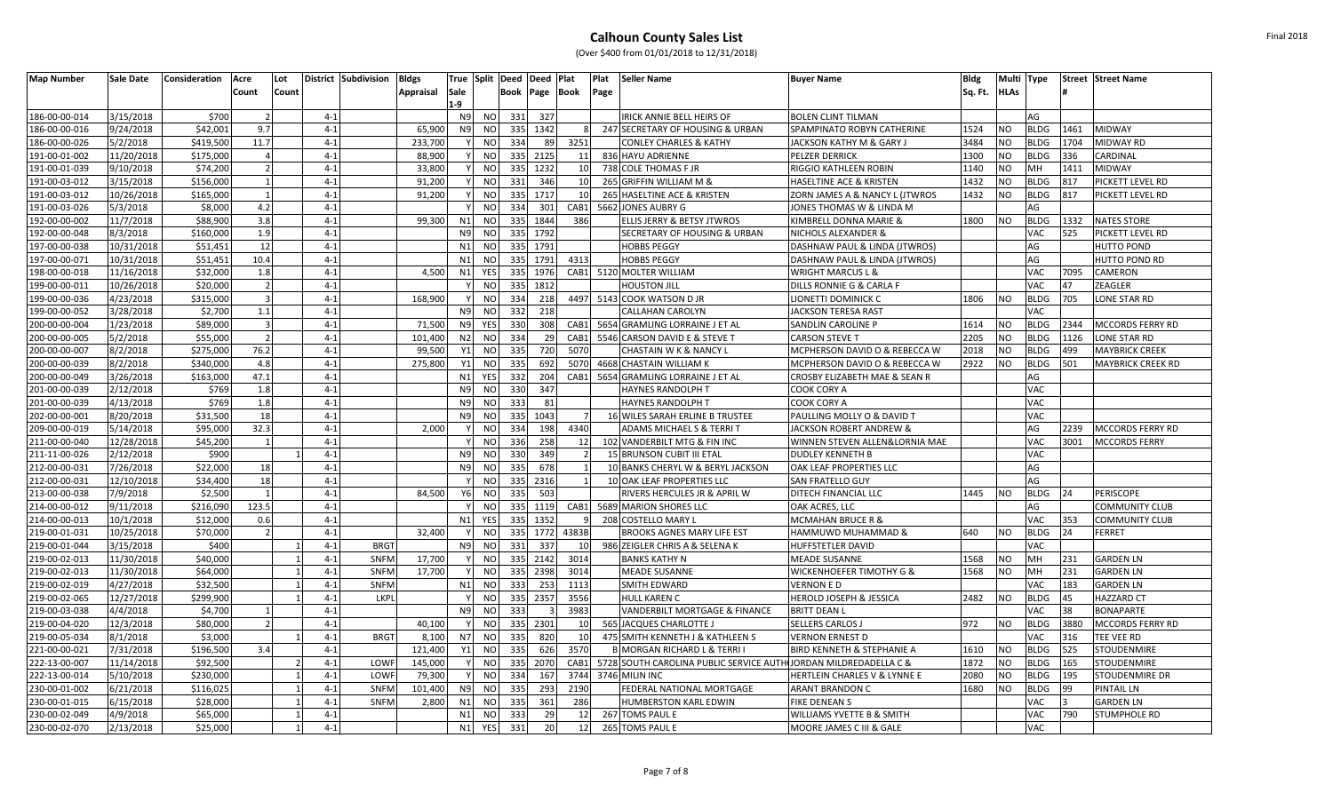# Calhoun County Sales List

(Over $400 from 01/01/2018 to 12/31/2018)

| Map Number | Sale Date | Consideration | Acre Count | Lot Count | District | Subdivision | Bldgs Appraisal | True Sale 1-9 | Split | Deed Book | Deed Page | Plat Book | Plat Page | Seller Name | Buyer Name | Bldg Sq. Ft. | Multi HLAs | Type | Street # | Street Name |
|---|---|---|---|---|---|---|---|---|---|---|---|---|---|---|---|---|---|---|---|---|
| 186-00-00-014 | 3/15/2018 | $700 | 2 | | 4-1 | | | N9 | NO | 331 | 327 | | | IRICK ANNIE BELL HEIRS OF | BOLEN CLINT TILMAN | | | AG | | |
| 186-00-00-016 | 9/24/2018 | $42,001 | 9.7 | | 4-1 | | 65,900 | N9 | NO | 335 | 1342 | 8 | 247 | SECRETARY OF HOUSING & URBAN | SPAMPINATO ROBYN CATHERINE | 1524 | NO | BLDG | 1461 | MIDWAY |
| 186-00-00-026 | 5/2/2018 | $419,500 | 11.7 | | 4-1 | | 233,700 | Y | NO | 334 | 89 | 3251 | | CONLEY CHARLES & KATHY | JACKSON KATHY M & GARY J | 3484 | NO | BLDG | 1704 | MIDWAY RD |
| 191-00-01-002 | 11/20/2018 | $175,000 | 4 | | 4-1 | | 88,900 | Y | NO | 335 | 2125 | 11 | 836 | HAYU ADRIENNE | PELZER DERRICK | 1300 | NO | BLDG | 336 | CARDINAL |
| 191-00-01-039 | 9/10/2018 | $74,200 | 2 | | 4-1 | | 33,800 | Y | NO | 335 | 1232 | 10 | 738 | COLE THOMAS F JR | RIGGIO KATHLEEN ROBIN | 1140 | NO | MH | 1411 | MIDWAY |
| 191-00-03-012 | 3/15/2018 | $156,000 | 1 | | 4-1 | | 91,200 | Y | NO | 331 | 346 | 10 | 265 | GRIFFIN WILLIAM M & | HASELTINE ACE & KRISTEN | 1432 | NO | BLDG | 817 | PICKETT LEVEL RD |
| 191-00-03-012 | 10/26/2018 | $165,000 | 1 | | 4-1 | | 91,200 | Y | NO | 335 | 1717 | 10 | 265 | HASELTINE ACE & KRISTEN | ZORN JAMES A & NANCY L (JTWROS | 1432 | NO | BLDG | 817 | PICKETT LEVEL RD |
| 191-00-03-026 | 5/3/2018 | $8,000 | 4.2 | | 4-1 | | | Y | NO | 334 | 301 | CAB1 | 5662 | JONES AUBRY G | JONES THOMAS W & LINDA M | | | AG | | |
| 192-00-00-002 | 11/7/2018 | $88,900 | 3.8 | | 4-1 | | 99,300 | N1 | NO | 335 | 1844 | 386 | | ELLIS JERRY & BETSY JTWROS | KIMBRELL DONNA MARIE & | 1800 | NO | BLDG | 1332 | NATES STORE |
| 192-00-00-048 | 8/3/2018 | $160,000 | 1.9 | | 4-1 | | | N9 | NO | 335 | 1792 | | | SECRETARY OF HOUSING & URBAN | NICHOLS ALEXANDER & | | | VAC | 525 | PICKETT LEVEL RD |
| 197-00-00-038 | 10/31/2018 | $51,451 | 12 | | 4-1 | | | N1 | NO | 335 | 1791 | | | HOBBS PEGGY | DASHNAW PAUL & LINDA (JTWROS) | | | AG | | HUTTO POND |
| 197-00-00-071 | 10/31/2018 | $51,451 | 10.4 | | 4-1 | | | N1 | NO | 335 | 1791 | 4313 | | HOBBS PEGGY | DASHNAW PAUL & LINDA (JTWROS) | | | AG | | HUTTO POND RD |
| 198-00-00-018 | 11/16/2018 | $32,000 | 1.8 | | 4-1 | | 4,500 | N1 | YES | 335 | 1976 | CAB1 | 5120 | MOLTER WILLIAM | WRIGHT MARCUS L & | | | VAC | 7095 | CAMERON |
| 199-00-00-011 | 10/26/2018 | $20,000 | 2 | | 4-1 | | | Y | NO | 335 | 1812 | | | HOUSTON JILL | DILLS RONNIE G & CARLA F | | | VAC | 47 | ZEAGLER |
| 199-00-00-036 | 4/23/2018 | $315,000 | 3 | | 4-1 | | 168,900 | Y | NO | 334 | 218 | 4497 | 5143 | COOK WATSON D JR | LIONETTI DOMINICK C | 1806 | NO | BLDG | 705 | LONE STAR RD |
| 199-00-00-052 | 3/28/2018 | $2,700 | 1.1 | | 4-1 | | | N9 | NO | 332 | 218 | | | CALLAHAN CAROLYN | JACKSON TERESA RAST | | | VAC | | |
| 200-00-00-004 | 1/23/2018 | $89,000 | 3 | | 4-1 | | 71,500 | N9 | YES | 330 | 308 | CAB1 | 5654 | GRAMLING LORRAINE J ET AL | SANDLIN CAROLINE P | 1614 | NO | BLDG | 2344 | MCCORDS FERRY RD |
| 200-00-00-005 | 5/2/2018 | $55,000 | 2 | | 4-1 | | 101,400 | N2 | NO | 334 | 29 | CAB1 | 5546 | CARSON DAVID E & STEVE T | CARSON STEVE T | 2205 | NO | BLDG | 1126 | LONE STAR RD |
| 200-00-00-007 | 8/2/2018 | $275,000 | 76.2 | | 4-1 | | 99,500 | Y1 | NO | 335 | 720 | 5070 | | CHASTAIN W K & NANCY L | MCPHERSON DAVID O & REBECCA W | 2018 | NO | BLDG | 499 | MAYBRICK CREEK |
| 200-00-00-039 | 8/2/2018 | $340,000 | 4.8 | | 4-1 | | 275,800 | Y1 | NO | 335 | 692 | 5070 | 4668 | CHASTAIN WILLIAM K | MCPHERSON DAVID O & REBECCA W | 2922 | NO | BLDG | 501 | MAYBRICK CREEK RD |
| 200-00-00-049 | 3/26/2018 | $163,000 | 47.1 | | 4-1 | | | N1 | YES | 332 | 204 | CAB1 | 5654 | GRAMLING LORRAINE J ET AL | CROSBY ELIZABETH MAE & SEAN R | | | AG | | |
| 201-00-00-039 | 2/12/2018 | $769 | 1.8 | | 4-1 | | | N9 | NO | 330 | 347 | | | HAYNES RANDOLPH T | COOK CORY A | | | VAC | | |
| 201-00-00-039 | 4/13/2018 | $769 | 1.8 | | 4-1 | | | N9 | NO | 333 | 81 | | | HAYNES RANDOLPH T | COOK CORY A | | | VAC | | |
| 202-00-00-001 | 8/20/2018 | $31,500 | 18 | | 4-1 | | | N9 | NO | 335 | 1043 | 7 | 16 | WILES SARAH ERLINE B TRUSTEE | PAULLING MOLLY O & DAVID T | | | VAC | | |
| 209-00-00-019 | 5/14/2018 | $95,000 | 32.3 | | 4-1 | | 2,000 | Y | NO | 334 | 198 | 4340 | | ADAMS MICHAEL S & TERRI T | JACKSON ROBERT ANDREW & | | | AG | 2239 | MCCORDS FERRY RD |
| 211-00-00-040 | 12/28/2018 | $45,200 | 1 | | 4-1 | | | Y | NO | 336 | 258 | 12 | 102 | VANDERBILT MTG & FIN INC | WINNEN STEVEN ALLEN&LORNIA MAE | | | VAC | 3001 | MCCORDS FERRY |
| 211-11-00-026 | 2/12/2018 | $900 | | 1 | 4-1 | | | N9 | NO | 330 | 349 | 2 | 15 | BRUNSON CUBIT III ETAL | DUDLEY KENNETH B | | | VAC | | |
| 212-00-00-031 | 7/26/2018 | $22,000 | 18 | | 4-1 | | | N9 | NO | 335 | 678 | 1 | 10 | BANKS CHERYL W & BERYL JACKSON | OAK LEAF PROPERTIES LLC | | | AG | | |
| 212-00-00-031 | 12/10/2018 | $34,400 | 18 | | 4-1 | | | Y | NO | 335 | 2316 | 1 | 10 | OAK LEAF PROPERTIES LLC | SAN FRATELLO GUY | | | AG | | |
| 213-00-00-038 | 7/9/2018 | $2,500 | 1 | | 4-1 | | 84,500 | Y6 | NO | 335 | 503 | | | RIVERS HERCULES JR & APRIL W | DITECH FINANCIAL LLC | 1445 | NO | BLDG | 24 | PERISCOPE |
| 214-00-00-012 | 9/11/2018 | $216,090 | 123.5 | | 4-1 | | | Y | NO | 335 | 1119 | CAB1 | 5689 | MARION SHORES LLC | OAK ACRES, LLC | | | AG | | COMMUNITY CLUB |
| 214-00-00-013 | 10/1/2018 | $12,000 | 0.6 | | 4-1 | | | N1 | YES | 335 | 1352 | 9 | 208 | COSTELLO MARY L | MCMAHAN BRUCE R & | | | VAC | 353 | COMMUNITY CLUB |
| 219-00-01-031 | 10/25/2018 | $70,000 | 2 | | 4-1 | | 32,400 | Y | NO | 335 | 1772 | 4383B | | BROOKS AGNES MARY LIFE EST | HAMMUWD MUHAMMAD & | 640 | NO | BLDG | 24 | FERRET |
| 219-00-01-044 | 3/15/2018 | $400 | | 1 | 4-1 | BRGT | | N9 | NO | 331 | 337 | 10 | 986 | ZEIGLER CHRIS A & SELENA K | HUFFSTETLER DAVID | | | VAC | | |
| 219-00-02-013 | 11/30/2018 | $40,000 | | 1 | 4-1 | SNFM | 17,700 | Y | NO | 335 | 2142 | 3014 | | BANKS KATHY N | MEADE SUSANNE | 1568 | NO | MH | 231 | GARDEN LN |
| 219-00-02-013 | 11/30/2018 | $64,000 | | 1 | 4-1 | SNFM | 17,700 | Y | NO | 335 | 2398 | 3014 | | MEADE SUSANNE | WICKENHOEFER TIMOTHY G & | 1568 | NO | MH | 231 | GARDEN LN |
| 219-00-02-019 | 4/27/2018 | $32,500 | | 1 | 4-1 | SNFM | | N1 | NO | 333 | 253 | 1113 | | SMITH EDWARD | VERNON E D | | | VAC | 183 | GARDEN LN |
| 219-00-02-065 | 12/27/2018 | $299,900 | | 1 | 4-1 | LKPL | | Y | NO | 335 | 2357 | 3556 | | HULL KAREN C | HEROLD JOSEPH & JESSICA | 2482 | NO | BLDG | 45 | HAZZARD CT |
| 219-00-03-038 | 4/4/2018 | $4,700 | 1 | | 4-1 | | | N9 | NO | 333 | 3 | 3983 | | VANDERBILT MORTGAGE & FINANCE | BRITT DEAN L | | | VAC | 38 | BONAPARTE |
| 219-00-04-020 | 12/3/2018 | $80,000 | 2 | | 4-1 | | 40,100 | Y | NO | 335 | 2301 | 10 | 565 | JACQUES CHARLOTTE J | SELLERS CARLOS J | 972 | NO | BLDG | 3880 | MCCORDS FERRY RD |
| 219-00-05-034 | 8/1/2018 | $3,000 | | 1 | 4-1 | BRGT | 8,100 | N7 | NO | 335 | 820 | 10 | 475 | SMITH KENNETH J & KATHLEEN S | VERNON ERNEST D | | | VAC | 316 | TEE VEE RD |
| 221-00-00-021 | 7/31/2018 | $196,500 | 3.4 | | 4-1 | | 121,400 | Y1 | NO | 335 | 626 | 3570 | B | MORGAN RICHARD L & TERRI I | BIRD KENNETH & STEPHANIE A | 1610 | NO | BLDG | 525 | STOUDENMIRE |
| 222-13-00-007 | 11/14/2018 | $92,500 | | 2 | 4-1 | LOWF | 145,000 | Y | NO | 335 | 2070 | CAB1 | 5728 | SOUTH CAROLINA PUBLIC SERVICE AUTH | JORDAN MILDREDADELLA C & | 1872 | NO | BLDG | 165 | STOUDENMIRE |
| 222-13-00-014 | 5/10/2018 | $230,000 | | 1 | 4-1 | LOWF | 79,300 | Y | NO | 334 | 167 | 3744 | 3746 | MILIN INC | HERTLEIN CHARLES V & LYNNE E | 2080 | NO | BLDG | 195 | STOUDENMIRE DR |
| 230-00-01-002 | 6/21/2018 | $116,025 | | 1 | 4-1 | SNFM | 101,400 | N9 | NO | 335 | 293 | 2190 | | FEDERAL NATIONAL MORTGAGE | ARANT BRANDON C | 1680 | NO | BLDG | 99 | PINTAIL LN |
| 230-00-01-015 | 6/15/2018 | $28,000 | | 1 | 4-1 | SNFM | 2,800 | N1 | NO | 335 | 361 | 286 | | HUMBERSTON KARL EDWIN | FIKE DENEAN S | | | VAC | 3 | GARDEN LN |
| 230-00-02-049 | 4/9/2018 | $65,000 | | 1 | 4-1 | | | N1 | NO | 333 | 29 | 12 | 267 | TOMS PAUL E | WILLIAMS YVETTE B & SMITH | | | VAC | 790 | STUMPHOLE RD |
| 230-00-02-070 | 2/13/2018 | $25,000 | | 1 | 4-1 | | | N1 | YES | 331 | 20 | 12 | 265 | TOMS PAUL E | MOORE JAMES C III & GALE | | | VAC | | |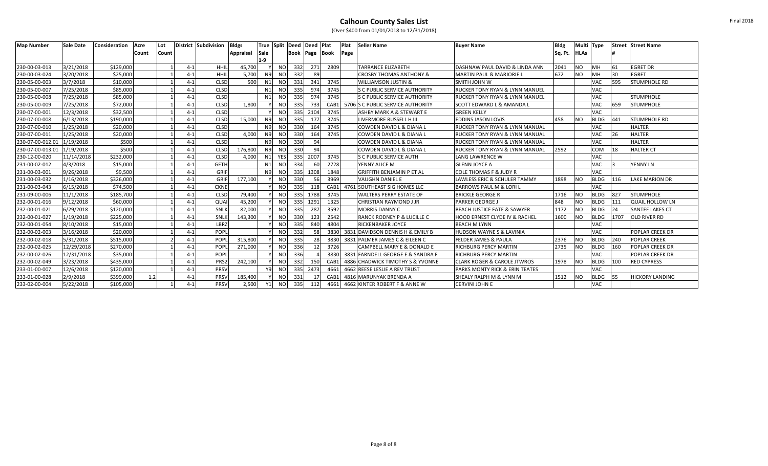# Calhoun County Sales List

(Over $400 from 01/01/2018 to 12/31/2018)

| Map Number | Sale Date | Consideration | Acre Count | Lot Count | District | Subdivision | Bldgs Appraisal | True Sale 1-9 | Split | Deed Book | Deed Page | Plat Book | Plat Page | Seller Name | Buyer Name | Bldg Sq. Ft. | Multi HLAs | Type | Street # | Street Name |
|---|---|---|---|---|---|---|---|---|---|---|---|---|---|---|---|---|---|---|---|---|
| 230-00-03-013 | 3/21/2018 | $129,000 | | 1 | 4-1 | HHIL | 45,700 | Y | NO | 332 | 271 | 2809 | | TARRANCE ELIZABETH | DASHNAW PAUL DAVID & LINDA ANN | 2041 | NO | MH | 61 | EGRET DR |
| 230-00-03-024 | 3/20/2018 | $25,000 | | 1 | 4-1 | HHIL | 5,700 | N9 | NO | 332 | 89 | | | CROSBY THOMAS ANTHONY & | MARTIN PAUL & MARJORIE L | 672 | NO | MH | 30 | EGRET |
| 230-05-00-003 | 3/7/2018 | $10,000 | | 1 | 4-1 | CLSD | 500 | N1 | NO | 331 | 341 | 3745 | | WILLIAMSON JUSTIN & | SMITH JOHN W | | | VAC | 595 | STUMPHOLE RD |
| 230-05-00-007 | 7/25/2018 | $85,000 | | 1 | 4-1 | CLSD | | N1 | NO | 335 | 974 | 3745 | | S C PUBLIC SERVICE AUTHORITY | RUCKER TONY RYAN & LYNN MANUEL | | | VAC | | |
| 230-05-00-008 | 7/25/2018 | $85,000 | | 1 | 4-1 | CLSD | | N1 | NO | 335 | 974 | 3745 | | S C PUBLIC SERVICE AUTHORITY | RUCKER TONY RYAN & LYNN MANUEL | | | VAC | | STUMPHOLE |
| 230-05-00-009 | 7/25/2018 | $72,000 | | 1 | 4-1 | CLSD | 1,800 | Y | NO | 335 | 733 | CAB1 | 5706 | S C PUBLIC SERVICE AUTHORITY | SCOTT EDWARD L & AMANDA L | | | VAC | 659 | STUMPHOLE |
| 230-07-00-001 | 12/3/2018 | $32,500 | | 1 | 4-1 | CLSD | | Y | NO | 335 | 2104 | 3745 | | ASHBY MARK A & STEWART E | GREEN KELLY | | | VAC | | |
| 230-07-00-008 | 6/13/2018 | $190,000 | | 1 | 4-1 | CLSD | 15,000 | N9 | NO | 335 | 177 | 3745 | | LIVERMORE RUSSELL H III | EDDINS JASON LOVIS | 458 | NO | BLDG | 441 | STUMPHOLE RD |
| 230-07-00-010 | 1/25/2018 | $20,000 | | 1 | 4-1 | CLSD | | N9 | NO | 330 | 164 | 3745 | | COWDEN DAVID L & DIANA L | RUCKER TONY RYAN & LYNN MANUAL | | | VAC | | HALTER |
| 230-07-00-011 | 1/25/2018 | $20,000 | | 1 | 4-1 | CLSD | 4,000 | N9 | NO | 330 | 164 | 3745 | | COWDEN DAVID L & DIANA L | RUCKER TONY RYAN & LYNN MANUAL | | | VAC | 26 | HALTER |
| 230-07-00-012.01 | 1/19/2018 | $500 | | 1 | 4-1 | CLSD | | N9 | NO | 330 | 94 | | | COWDEN DAVID L & DIANA | RUCKER TONY RYAN & LYNN MANUAL | | | VAC | | HALTER |
| 230-07-00-013.01 | 1/19/2018 | $500 | | 1 | 4-1 | CLSD | 176,800 | N9 | NO | 330 | 94 | | | COWDEN DAVID L & DIANA L | RUCKER TONY RYAN & LYNN MANUAL | 2592 | | COM | 18 | HALTER CT |
| 230-12-00-020 | 11/14/2018 | $232,000 | | 1 | 4-1 | CLSD | 4,000 | N1 | YES | 335 | 2007 | 3745 | | S C PUBLIC SERVICE AUTH | LANG LAWRENCE W | | | VAC | | |
| 231-00-02-012 | 4/3/2018 | $15,000 | | 1 | 4-1 | GETH | | N1 | NO | 334 | 60 | 2728 | | YENNY ALICE M | GLENN JOYCE A | | | VAC | 3 | YENNY LN |
| 231-00-03-001 | 9/26/2018 | $9,500 | | 1 | 4-1 | GRIF | | N9 | NO | 335 | 1308 | 1848 | | GRIFFITH BENJAMIN P ET AL | COLE THOMAS F & JUDY R | | | VAC | | |
| 231-00-03-032 | 1/16/2018 | $326,000 | | 1 | 4-1 | GRIF | 177,100 | Y | NO | 330 | 56 | 3969 | | VAUGHN DANIEL E | LAWLESS ERIC & SCHULER TAMMY | 1898 | NO | BLDG | 116 | LAKE MARION DR |
| 231-00-03-043 | 6/15/2018 | $74,500 | | 1 | 4-1 | CKNE | | Y | NO | 335 | 118 | CAB1 | 4761 | SOUTHEAST SIG HOMES LLC | BARROWS PAUL M & LORI L | | | VAC | | |
| 231-09-00-006 | 11/1/2018 | $185,700 | | 1 | 4-1 | CLSD | 79,400 | Y | NO | 335 | 1788 | 3745 | | WALTERS PERRY ESTATE OF | BRICKLE GEORGE R | 1716 | NO | BLDG | 827 | STUMPHOLE |
| 232-00-01-016 | 9/12/2018 | $60,000 | | 1 | 4-1 | QUAI | 45,200 | Y | NO | 335 | 1291 | 1325 | | CHRISTIAN RAYMOND J JR | PARKER GEORGE J | 848 | NO | BLDG | 111 | QUAIL HOLLOW LN |
| 232-00-01-021 | 6/29/2018 | $120,000 | | 1 | 4-1 | SNLK | 82,000 | Y | NO | 335 | 287 | 3592 | | MORRIS DANNY C | BEACH JUSTICE FATE & SAWYER | 1172 | NO | BLDG | 24 | SANTEE LAKES CT |
| 232-00-01-027 | 1/19/2018 | $225,000 | | 1 | 4-1 | SNLK | 143,300 | Y | NO | 330 | 123 | 2542 | | RANCK RODNEY P & LUCILLE C | HOOD ERNEST CLYDE IV & RACHEL | 1600 | NO | BLDG | 1707 | OLD RIVER RD |
| 232-00-01-054 | 8/10/2018 | $15,000 | | 1 | 4-1 | LBRZ | | Y | NO | 335 | 840 | 4804 | | RICKENBAKER JOYCE | BEACH M LYNN | | | VAC | | |
| 232-00-02-003 | 3/16/2018 | $20,000 | | 1 | 4-1 | POPL | | Y | NO | 332 | 58 | 3830 | 3831 | DAVIDSON DENNIS H & EMILY B | HUDSON WAYNE S & LAVINIA | | | VAC | | POPLAR CREEK DR |
| 232-00-02-018 | 5/31/2018 | $515,000 | | 2 | 4-1 | POPL | 315,800 | Y | NO | 335 | 28 | 3830 | 3831 | PALMER JAMES C & EILEEN C | FELDER JAMES & PAULA | 2376 | NO | BLDG | 240 | POPLAR CREEK |
| 232-00-02-025 | 12/29/2018 | $270,000 | | 1 | 4-1 | POPL | 271,000 | Y | NO | 336 | 12 | 3726 | | CAMPBELL MARY E & DONALD E | RICHBURG PERCY MARTIN | 2735 | NO | BLDG | 160 | POPLAR CREEK DR |
| 232-00-02-026 | 12/31/2018 | $35,000 | | 1 | 4-1 | POPL | | Y | NO | 336 | 4 | 3830 | 3831 | FARNDELL GEORGE E & SANDRA F | RICHBURG PERCY MARTIN | | | VAC | | POPLAR CREEK DR |
| 232-00-02-049 | 3/23/2018 | $435,000 | | 1 | 4-1 | PRS2 | 242,100 | Y | NO | 332 | 150 | CAB1 | 4886 | CHADWICK TIMOTHY S & YVONNE | CLARK ROGER & CAROLE JTWROS | 1978 | NO | BLDG | 100 | RED CYPRESS |
| 233-01-00-007 | 12/6/2018 | $120,000 | | 1 | 4-1 | PRSV | | Y9 | NO | 335 | 2473 | 4661 | 4662 | REESE LESLIE A REV TRUST | PARKS MONTY RICK & ERIN TEATES | | | VAC | | |
| 233-01-00-028 | 2/9/2018 | $399,000 | 1.2 | | 4-1 | PRSV | 185,400 | Y | NO | 331 | 17 | CAB1 | 4816 | MARUNYAK BRENDA A | SHEALY RALPH M & LYNN M | 1512 | NO | BLDG | 55 | HICKORY LANDING |
| 233-02-00-004 | 5/22/2018 | $105,000 | | 1 | 4-1 | PRSV | 2,500 | Y1 | NO | 335 | 112 | 4661 | 4662 | KINTER ROBERT F & ANNE W | CERVINI JOHN E | | | VAC | | |